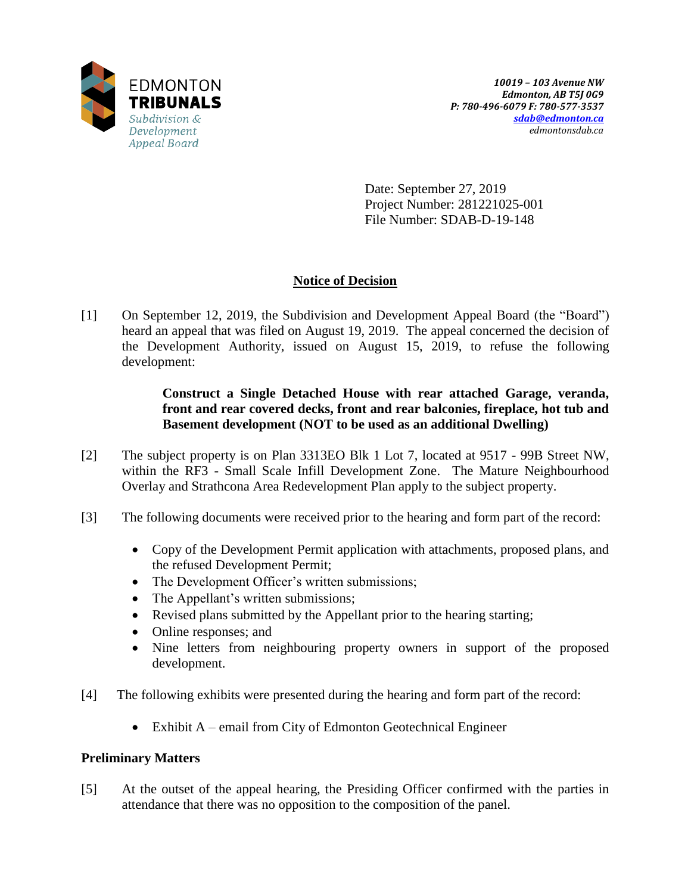EDMONTON **TRIBUNALS**
*Subdivision & Development Appeal Board*

***10019 – 103 Avenue NW***
***Edmonton, AB T5J 0G9***
***P: 780-496-6079 F: 780-577-3537***
***sdab@edmonton.ca***
*edmontonsdab.ca*

Date: September 27, 2019
Project Number: 281221025-001
File Number: SDAB-D-19-148

## Notice of Decision

[1] On September 12, 2019, the Subdivision and Development Appeal Board (the "Board") heard an appeal that was filed on August 19, 2019. The appeal concerned the decision of the Development Authority, issued on August 15, 2019, to refuse the following development:

> **Construct a Single Detached House with rear attached Garage, veranda, front and rear covered decks, front and rear balconies, fireplace, hot tub and Basement development (NOT to be used as an additional Dwelling)**

[2] The subject property is on Plan 3313EO Blk 1 Lot 7, located at 9517 - 99B Street NW, within the RF3 - Small Scale Infill Development Zone. The Mature Neighbourhood Overlay and Strathcona Area Redevelopment Plan apply to the subject property.

[3] The following documents were received prior to the hearing and form part of the record:

- Copy of the Development Permit application with attachments, proposed plans, and the refused Development Permit;
- The Development Officer's written submissions;
- The Appellant's written submissions;
- Revised plans submitted by the Appellant prior to the hearing starting;
- Online responses; and
- Nine letters from neighbouring property owners in support of the proposed development.

[4] The following exhibits were presented during the hearing and form part of the record:

- Exhibit A – email from City of Edmonton Geotechnical Engineer

### Preliminary Matters

[5] At the outset of the appeal hearing, the Presiding Officer confirmed with the parties in attendance that there was no opposition to the composition of the panel.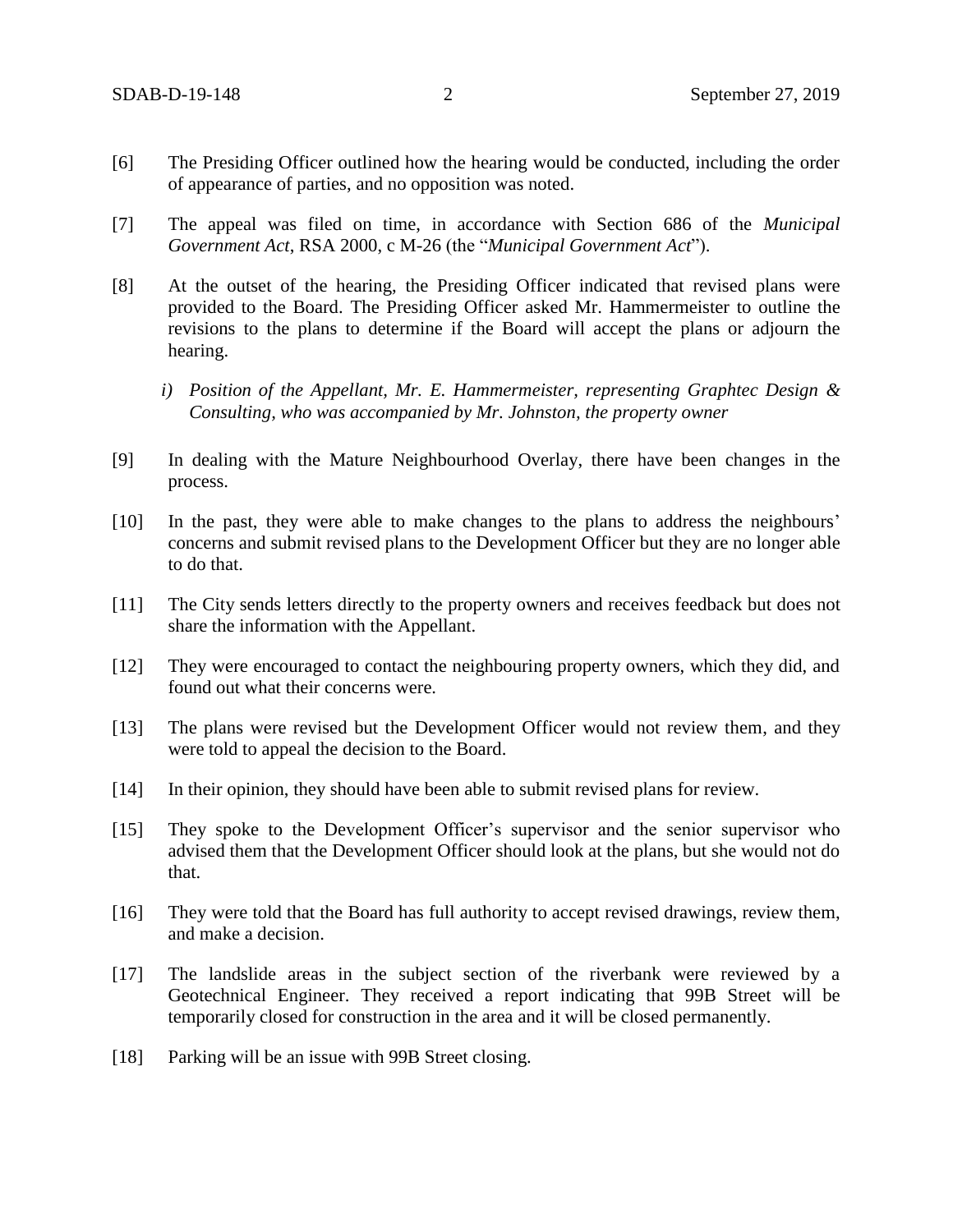[6] The Presiding Officer outlined how the hearing would be conducted, including the order of appearance of parties, and no opposition was noted.

[7] The appeal was filed on time, in accordance with Section 686 of the *Municipal Government Act*, RSA 2000, c M-26 (the "*Municipal Government Act*").

[8] At the outset of the hearing, the Presiding Officer indicated that revised plans were provided to the Board. The Presiding Officer asked Mr. Hammermeister to outline the revisions to the plans to determine if the Board will accept the plans or adjourn the hearing.

*i) Position of the Appellant, Mr. E. Hammermeister, representing Graphtec Design & Consulting, who was accompanied by Mr. Johnston, the property owner*

[9] In dealing with the Mature Neighbourhood Overlay, there have been changes in the process.

[10] In the past, they were able to make changes to the plans to address the neighbours' concerns and submit revised plans to the Development Officer but they are no longer able to do that.

[11] The City sends letters directly to the property owners and receives feedback but does not share the information with the Appellant.

[12] They were encouraged to contact the neighbouring property owners, which they did, and found out what their concerns were.

[13] The plans were revised but the Development Officer would not review them, and they were told to appeal the decision to the Board.

[14] In their opinion, they should have been able to submit revised plans for review.

[15] They spoke to the Development Officer's supervisor and the senior supervisor who advised them that the Development Officer should look at the plans, but she would not do that.

[16] They were told that the Board has full authority to accept revised drawings, review them, and make a decision.

[17] The landslide areas in the subject section of the riverbank were reviewed by a Geotechnical Engineer. They received a report indicating that 99B Street will be temporarily closed for construction in the area and it will be closed permanently.

[18] Parking will be an issue with 99B Street closing.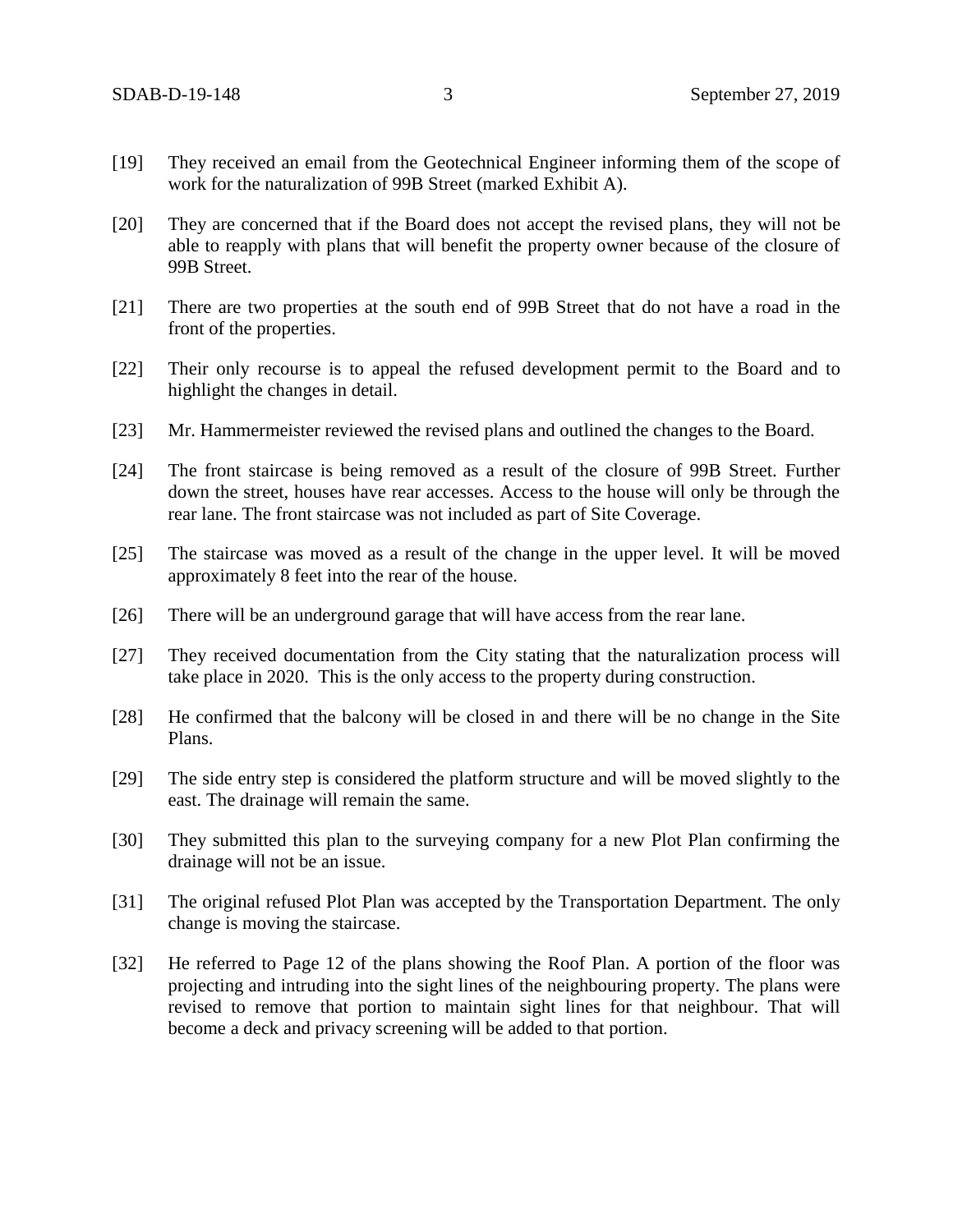[19] They received an email from the Geotechnical Engineer informing them of the scope of work for the naturalization of 99B Street (marked Exhibit A).

[20] They are concerned that if the Board does not accept the revised plans, they will not be able to reapply with plans that will benefit the property owner because of the closure of 99B Street.

[21] There are two properties at the south end of 99B Street that do not have a road in the front of the properties.

[22] Their only recourse is to appeal the refused development permit to the Board and to highlight the changes in detail.

[23] Mr. Hammermeister reviewed the revised plans and outlined the changes to the Board.

[24] The front staircase is being removed as a result of the closure of 99B Street. Further down the street, houses have rear accesses. Access to the house will only be through the rear lane. The front staircase was not included as part of Site Coverage.

[25] The staircase was moved as a result of the change in the upper level. It will be moved approximately 8 feet into the rear of the house.

[26] There will be an underground garage that will have access from the rear lane.

[27] They received documentation from the City stating that the naturalization process will take place in 2020. This is the only access to the property during construction.

[28] He confirmed that the balcony will be closed in and there will be no change in the Site Plans.

[29] The side entry step is considered the platform structure and will be moved slightly to the east. The drainage will remain the same.

[30] They submitted this plan to the surveying company for a new Plot Plan confirming the drainage will not be an issue.

[31] The original refused Plot Plan was accepted by the Transportation Department. The only change is moving the staircase.

[32] He referred to Page 12 of the plans showing the Roof Plan. A portion of the floor was projecting and intruding into the sight lines of the neighbouring property. The plans were revised to remove that portion to maintain sight lines for that neighbour. That will become a deck and privacy screening will be added to that portion.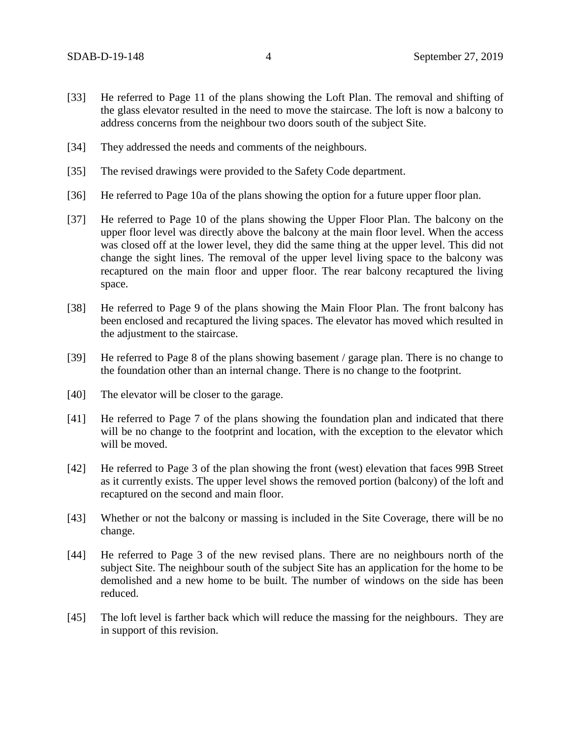[33] He referred to Page 11 of the plans showing the Loft Plan. The removal and shifting of the glass elevator resulted in the need to move the staircase. The loft is now a balcony to address concerns from the neighbour two doors south of the subject Site.

[34] They addressed the needs and comments of the neighbours.

[35] The revised drawings were provided to the Safety Code department.

[36] He referred to Page 10a of the plans showing the option for a future upper floor plan.

[37] He referred to Page 10 of the plans showing the Upper Floor Plan. The balcony on the upper floor level was directly above the balcony at the main floor level. When the access was closed off at the lower level, they did the same thing at the upper level. This did not change the sight lines. The removal of the upper level living space to the balcony was recaptured on the main floor and upper floor. The rear balcony recaptured the living space.

[38] He referred to Page 9 of the plans showing the Main Floor Plan. The front balcony has been enclosed and recaptured the living spaces. The elevator has moved which resulted in the adjustment to the staircase.

[39] He referred to Page 8 of the plans showing basement / garage plan. There is no change to the foundation other than an internal change. There is no change to the footprint.

[40] The elevator will be closer to the garage.

[41] He referred to Page 7 of the plans showing the foundation plan and indicated that there will be no change to the footprint and location, with the exception to the elevator which will be moved.

[42] He referred to Page 3 of the plan showing the front (west) elevation that faces 99B Street as it currently exists. The upper level shows the removed portion (balcony) of the loft and recaptured on the second and main floor.

[43] Whether or not the balcony or massing is included in the Site Coverage, there will be no change.

[44] He referred to Page 3 of the new revised plans. There are no neighbours north of the subject Site. The neighbour south of the subject Site has an application for the home to be demolished and a new home to be built. The number of windows on the side has been reduced.

[45] The loft level is farther back which will reduce the massing for the neighbours. They are in support of this revision.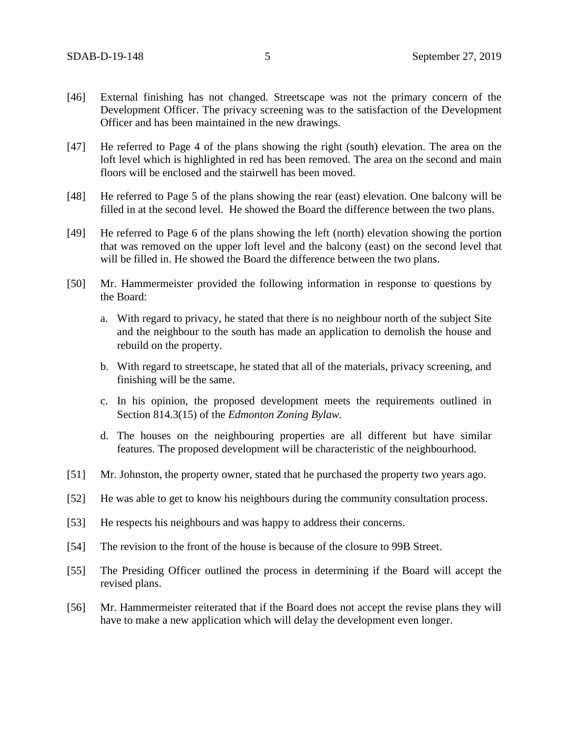[46] External finishing has not changed. Streetscape was not the primary concern of the Development Officer. The privacy screening was to the satisfaction of the Development Officer and has been maintained in the new drawings.

[47] He referred to Page 4 of the plans showing the right (south) elevation. The area on the loft level which is highlighted in red has been removed. The area on the second and main floors will be enclosed and the stairwell has been moved.

[48] He referred to Page 5 of the plans showing the rear (east) elevation. One balcony will be filled in at the second level. He showed the Board the difference between the two plans.

[49] He referred to Page 6 of the plans showing the left (north) elevation showing the portion that was removed on the upper loft level and the balcony (east) on the second level that will be filled in. He showed the Board the difference between the two plans.

[50] Mr. Hammermeister provided the following information in response to questions by the Board:

a. With regard to privacy, he stated that there is no neighbour north of the subject Site and the neighbour to the south has made an application to demolish the house and rebuild on the property.

b. With regard to streetscape, he stated that all of the materials, privacy screening, and finishing will be the same.

c. In his opinion, the proposed development meets the requirements outlined in Section 814.3(15) of the *Edmonton Zoning Bylaw.*

d. The houses on the neighbouring properties are all different but have similar features. The proposed development will be characteristic of the neighbourhood.

[51] Mr. Johnston, the property owner, stated that he purchased the property two years ago.

[52] He was able to get to know his neighbours during the community consultation process.

[53] He respects his neighbours and was happy to address their concerns.

[54] The revision to the front of the house is because of the closure to 99B Street.

[55] The Presiding Officer outlined the process in determining if the Board will accept the revised plans.

[56] Mr. Hammermeister reiterated that if the Board does not accept the revise plans they will have to make a new application which will delay the development even longer.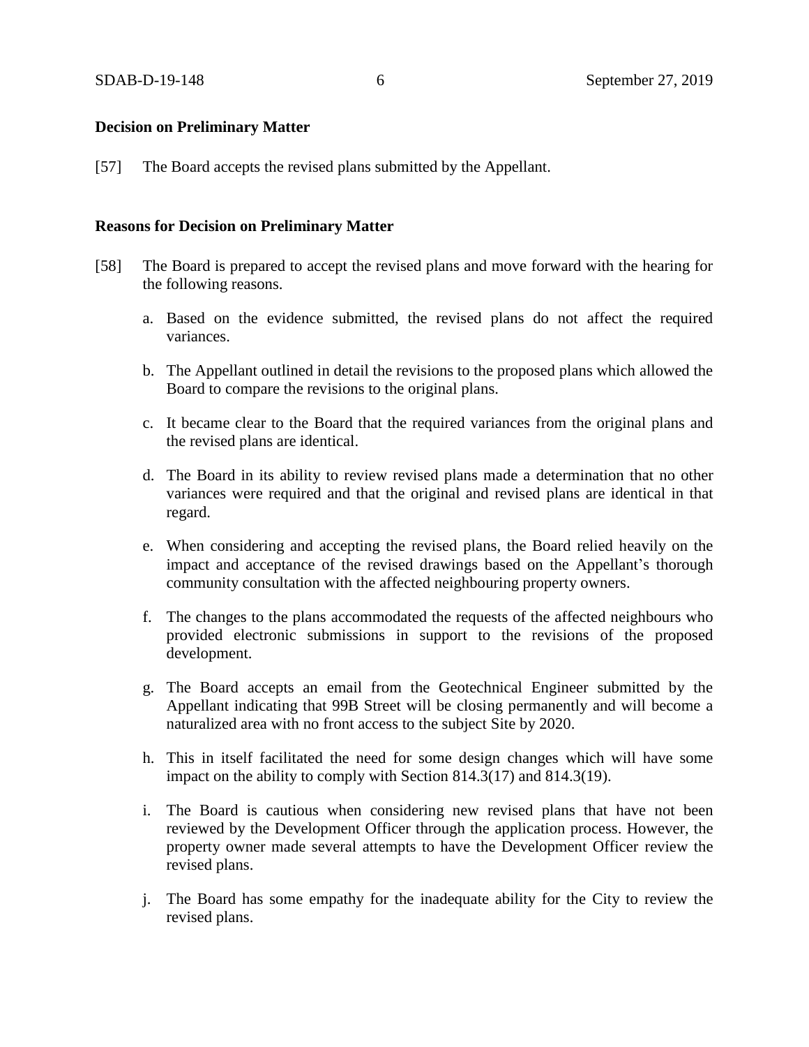**Decision on Preliminary Matter**

[57] The Board accepts the revised plans submitted by the Appellant.

**Reasons for Decision on Preliminary Matter**

[58] The Board is prepared to accept the revised plans and move forward with the hearing for the following reasons.

a. Based on the evidence submitted, the revised plans do not affect the required variances.

b. The Appellant outlined in detail the revisions to the proposed plans which allowed the Board to compare the revisions to the original plans.

c. It became clear to the Board that the required variances from the original plans and the revised plans are identical.

d. The Board in its ability to review revised plans made a determination that no other variances were required and that the original and revised plans are identical in that regard.

e. When considering and accepting the revised plans, the Board relied heavily on the impact and acceptance of the revised drawings based on the Appellant's thorough community consultation with the affected neighbouring property owners.

f. The changes to the plans accommodated the requests of the affected neighbours who provided electronic submissions in support to the revisions of the proposed development.

g. The Board accepts an email from the Geotechnical Engineer submitted by the Appellant indicating that 99B Street will be closing permanently and will become a naturalized area with no front access to the subject Site by 2020.

h. This in itself facilitated the need for some design changes which will have some impact on the ability to comply with Section 814.3(17) and 814.3(19).

i. The Board is cautious when considering new revised plans that have not been reviewed by the Development Officer through the application process. However, the property owner made several attempts to have the Development Officer review the revised plans.

j. The Board has some empathy for the inadequate ability for the City to review the revised plans.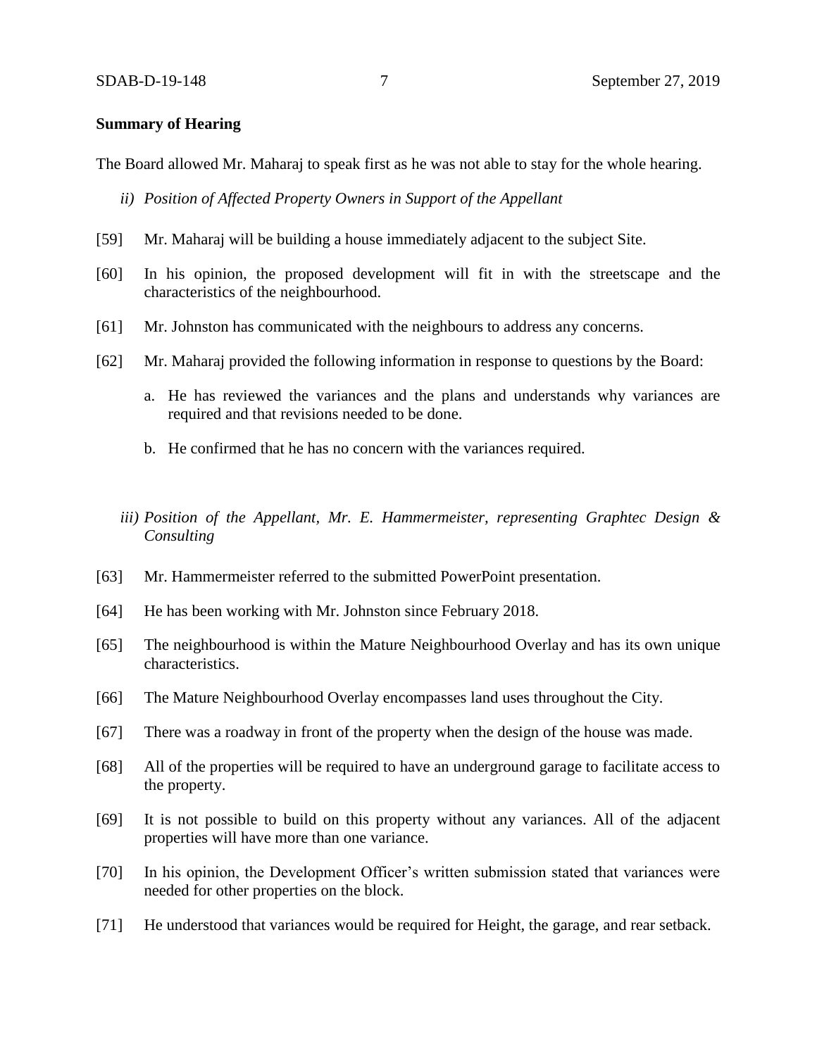**Summary of Hearing**

The Board allowed Mr. Maharaj to speak first as he was not able to stay for the whole hearing.

*ii) Position of Affected Property Owners in Support of the Appellant*

[59] Mr. Maharaj will be building a house immediately adjacent to the subject Site.

[60] In his opinion, the proposed development will fit in with the streetscape and the characteristics of the neighbourhood.

[61] Mr. Johnston has communicated with the neighbours to address any concerns.

[62] Mr. Maharaj provided the following information in response to questions by the Board:

a. He has reviewed the variances and the plans and understands why variances are required and that revisions needed to be done.

b. He confirmed that he has no concern with the variances required.

*iii) Position of the Appellant, Mr. E. Hammermeister, representing Graphtec Design & Consulting*

[63] Mr. Hammermeister referred to the submitted PowerPoint presentation.

[64] He has been working with Mr. Johnston since February 2018.

[65] The neighbourhood is within the Mature Neighbourhood Overlay and has its own unique characteristics.

[66] The Mature Neighbourhood Overlay encompasses land uses throughout the City.

[67] There was a roadway in front of the property when the design of the house was made.

[68] All of the properties will be required to have an underground garage to facilitate access to the property.

[69] It is not possible to build on this property without any variances. All of the adjacent properties will have more than one variance.

[70] In his opinion, the Development Officer's written submission stated that variances were needed for other properties on the block.

[71] He understood that variances would be required for Height, the garage, and rear setback.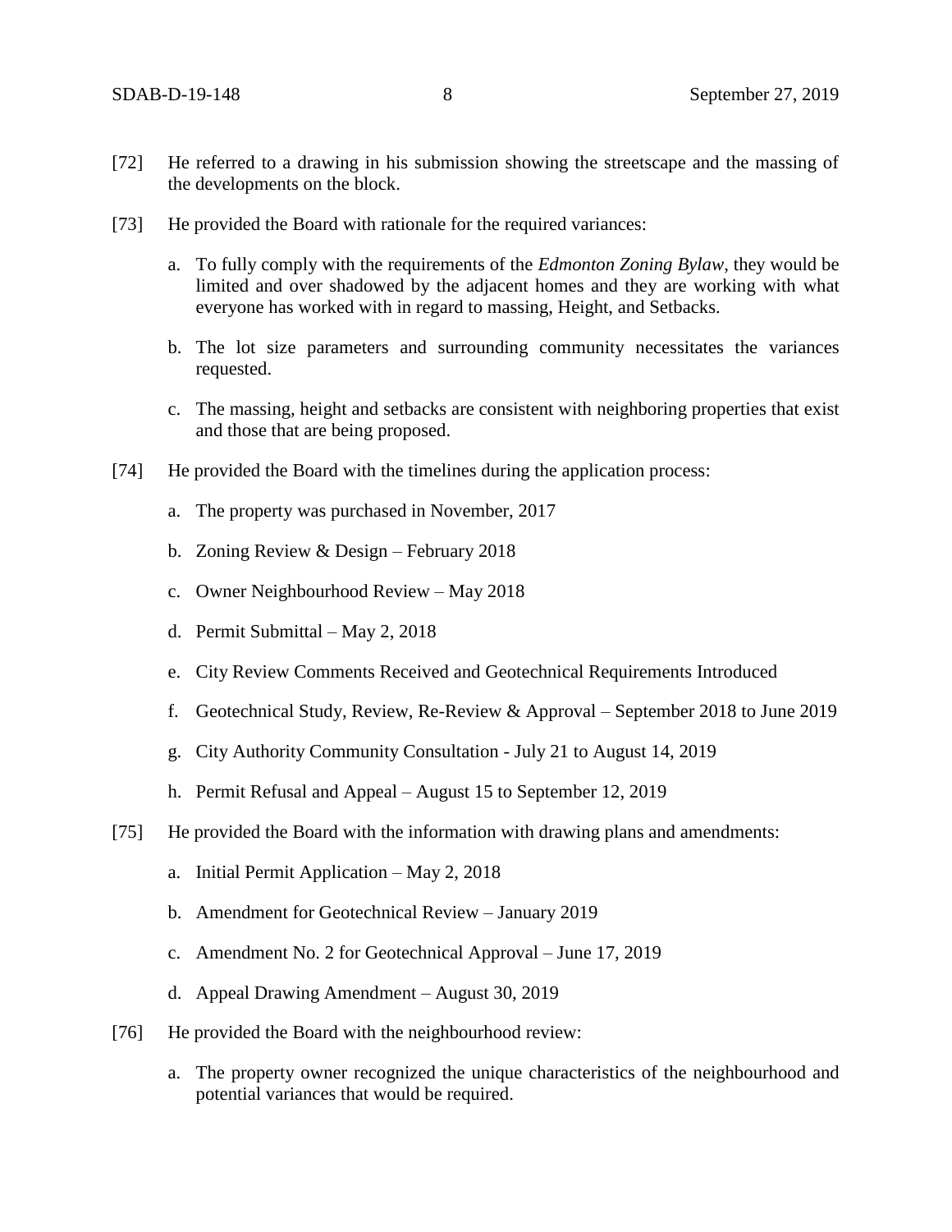[72] He referred to a drawing in his submission showing the streetscape and the massing of the developments on the block.

[73] He provided the Board with rationale for the required variances:

a. To fully comply with the requirements of the *Edmonton Zoning Bylaw*, they would be limited and over shadowed by the adjacent homes and they are working with what everyone has worked with in regard to massing, Height, and Setbacks.

b. The lot size parameters and surrounding community necessitates the variances requested.

c. The massing, height and setbacks are consistent with neighboring properties that exist and those that are being proposed.

[74] He provided the Board with the timelines during the application process:

a. The property was purchased in November, 2017

b. Zoning Review & Design – February 2018

c. Owner Neighbourhood Review – May 2018

d. Permit Submittal – May 2, 2018

e. City Review Comments Received and Geotechnical Requirements Introduced

f. Geotechnical Study, Review, Re-Review & Approval – September 2018 to June 2019

g. City Authority Community Consultation - July 21 to August 14, 2019

h. Permit Refusal and Appeal – August 15 to September 12, 2019

[75] He provided the Board with the information with drawing plans and amendments:

a. Initial Permit Application – May 2, 2018

b. Amendment for Geotechnical Review – January 2019

c. Amendment No. 2 for Geotechnical Approval – June 17, 2019

d. Appeal Drawing Amendment – August 30, 2019

[76] He provided the Board with the neighbourhood review:

a. The property owner recognized the unique characteristics of the neighbourhood and potential variances that would be required.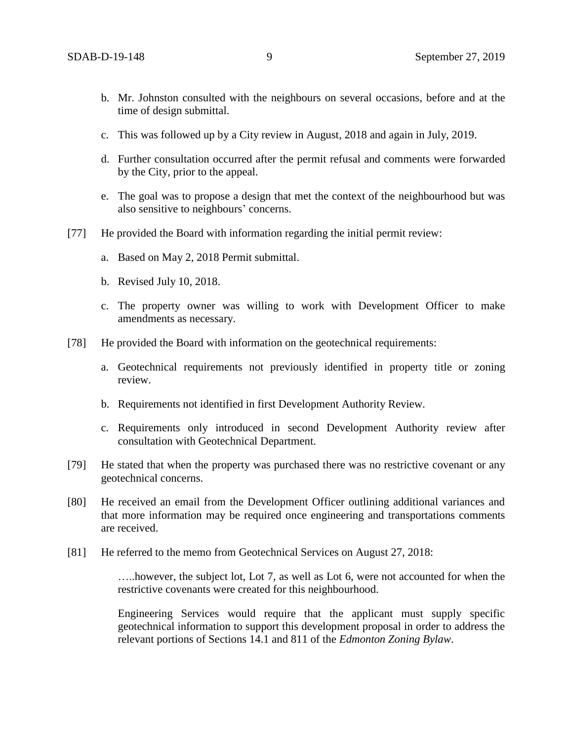b. Mr. Johnston consulted with the neighbours on several occasions, before and at the time of design submittal.

c. This was followed up by a City review in August, 2018 and again in July, 2019.

d. Further consultation occurred after the permit refusal and comments were forwarded by the City, prior to the appeal.

e. The goal was to propose a design that met the context of the neighbourhood but was also sensitive to neighbours' concerns.

[77] He provided the Board with information regarding the initial permit review:

a. Based on May 2, 2018 Permit submittal.

b. Revised July 10, 2018.

c. The property owner was willing to work with Development Officer to make amendments as necessary.

[78] He provided the Board with information on the geotechnical requirements:

a. Geotechnical requirements not previously identified in property title or zoning review.

b. Requirements not identified in first Development Authority Review.

c. Requirements only introduced in second Development Authority review after consultation with Geotechnical Department.

[79] He stated that when the property was purchased there was no restrictive covenant or any geotechnical concerns.

[80] He received an email from the Development Officer outlining additional variances and that more information may be required once engineering and transportations comments are received.

[81] He referred to the memo from Geotechnical Services on August 27, 2018:

> …..however, the subject lot, Lot 7, as well as Lot 6, were not accounted for when the restrictive covenants were created for this neighbourhood.
>
> Engineering Services would require that the applicant must supply specific geotechnical information to support this development proposal in order to address the relevant portions of Sections 14.1 and 811 of the *Edmonton Zoning Bylaw*.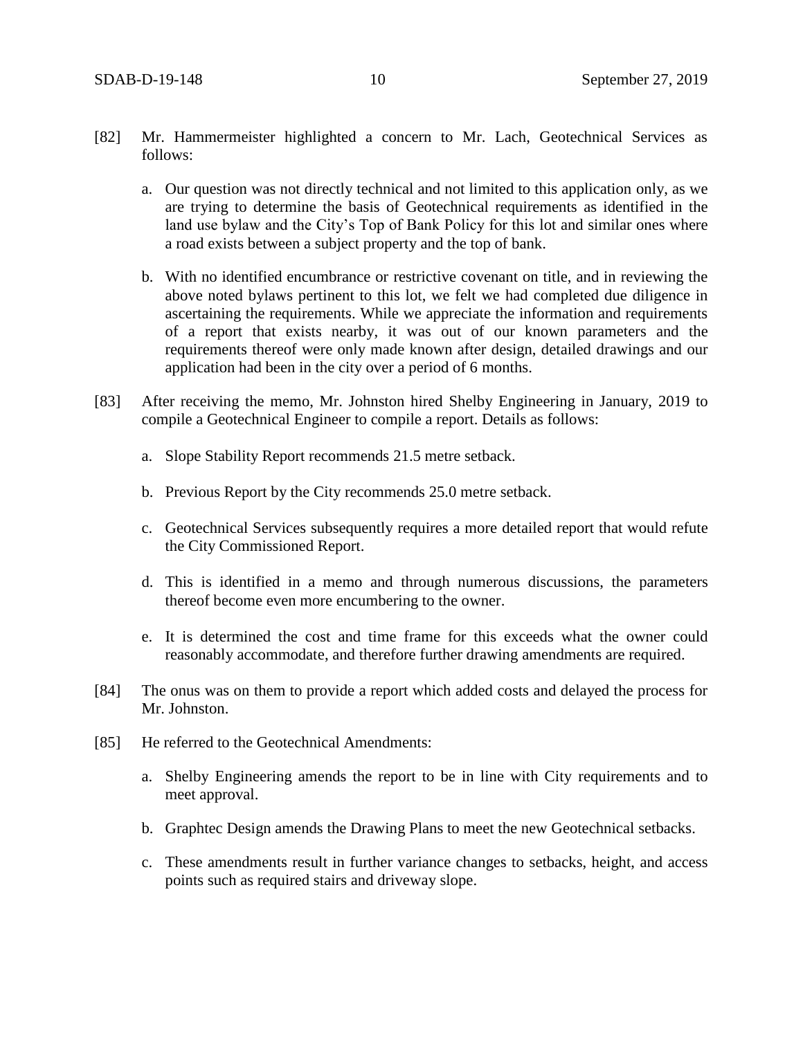[82] Mr. Hammermeister highlighted a concern to Mr. Lach, Geotechnical Services as follows:

   a. Our question was not directly technical and not limited to this application only, as we are trying to determine the basis of Geotechnical requirements as identified in the land use bylaw and the City's Top of Bank Policy for this lot and similar ones where a road exists between a subject property and the top of bank.

   b. With no identified encumbrance or restrictive covenant on title, and in reviewing the above noted bylaws pertinent to this lot, we felt we had completed due diligence in ascertaining the requirements. While we appreciate the information and requirements of a report that exists nearby, it was out of our known parameters and the requirements thereof were only made known after design, detailed drawings and our application had been in the city over a period of 6 months.

[83] After receiving the memo, Mr. Johnston hired Shelby Engineering in January, 2019 to compile a Geotechnical Engineer to compile a report. Details as follows:

   a. Slope Stability Report recommends 21.5 metre setback.

   b. Previous Report by the City recommends 25.0 metre setback.

   c. Geotechnical Services subsequently requires a more detailed report that would refute the City Commissioned Report.

   d. This is identified in a memo and through numerous discussions, the parameters thereof become even more encumbering to the owner.

   e. It is determined the cost and time frame for this exceeds what the owner could reasonably accommodate, and therefore further drawing amendments are required.

[84] The onus was on them to provide a report which added costs and delayed the process for Mr. Johnston.

[85] He referred to the Geotechnical Amendments:

   a. Shelby Engineering amends the report to be in line with City requirements and to meet approval.

   b. Graphtec Design amends the Drawing Plans to meet the new Geotechnical setbacks.

   c. These amendments result in further variance changes to setbacks, height, and access points such as required stairs and driveway slope.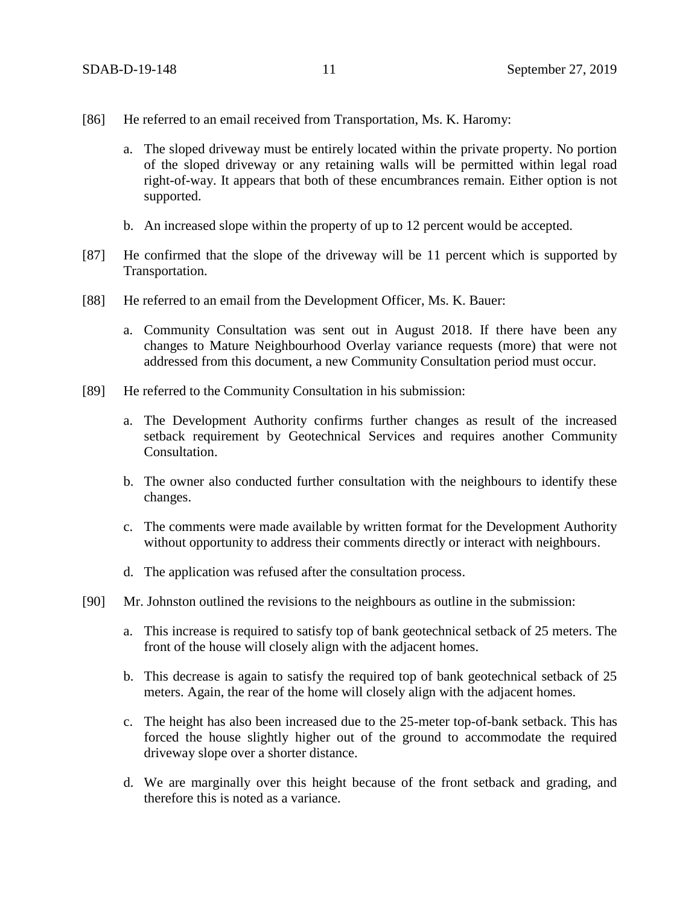[86] He referred to an email received from Transportation, Ms. K. Haromy:

   a. The sloped driveway must be entirely located within the private property. No portion of the sloped driveway or any retaining walls will be permitted within legal road right-of-way. It appears that both of these encumbrances remain. Either option is not supported.

   b. An increased slope within the property of up to 12 percent would be accepted.

[87] He confirmed that the slope of the driveway will be 11 percent which is supported by Transportation.

[88] He referred to an email from the Development Officer, Ms. K. Bauer:

   a. Community Consultation was sent out in August 2018. If there have been any changes to Mature Neighbourhood Overlay variance requests (more) that were not addressed from this document, a new Community Consultation period must occur.

[89] He referred to the Community Consultation in his submission:

   a. The Development Authority confirms further changes as result of the increased setback requirement by Geotechnical Services and requires another Community Consultation.

   b. The owner also conducted further consultation with the neighbours to identify these changes.

   c. The comments were made available by written format for the Development Authority without opportunity to address their comments directly or interact with neighbours.

   d. The application was refused after the consultation process.

[90] Mr. Johnston outlined the revisions to the neighbours as outline in the submission:

   a. This increase is required to satisfy top of bank geotechnical setback of 25 meters. The front of the house will closely align with the adjacent homes.

   b. This decrease is again to satisfy the required top of bank geotechnical setback of 25 meters. Again, the rear of the home will closely align with the adjacent homes.

   c. The height has also been increased due to the 25-meter top-of-bank setback. This has forced the house slightly higher out of the ground to accommodate the required driveway slope over a shorter distance.

   d. We are marginally over this height because of the front setback and grading, and therefore this is noted as a variance.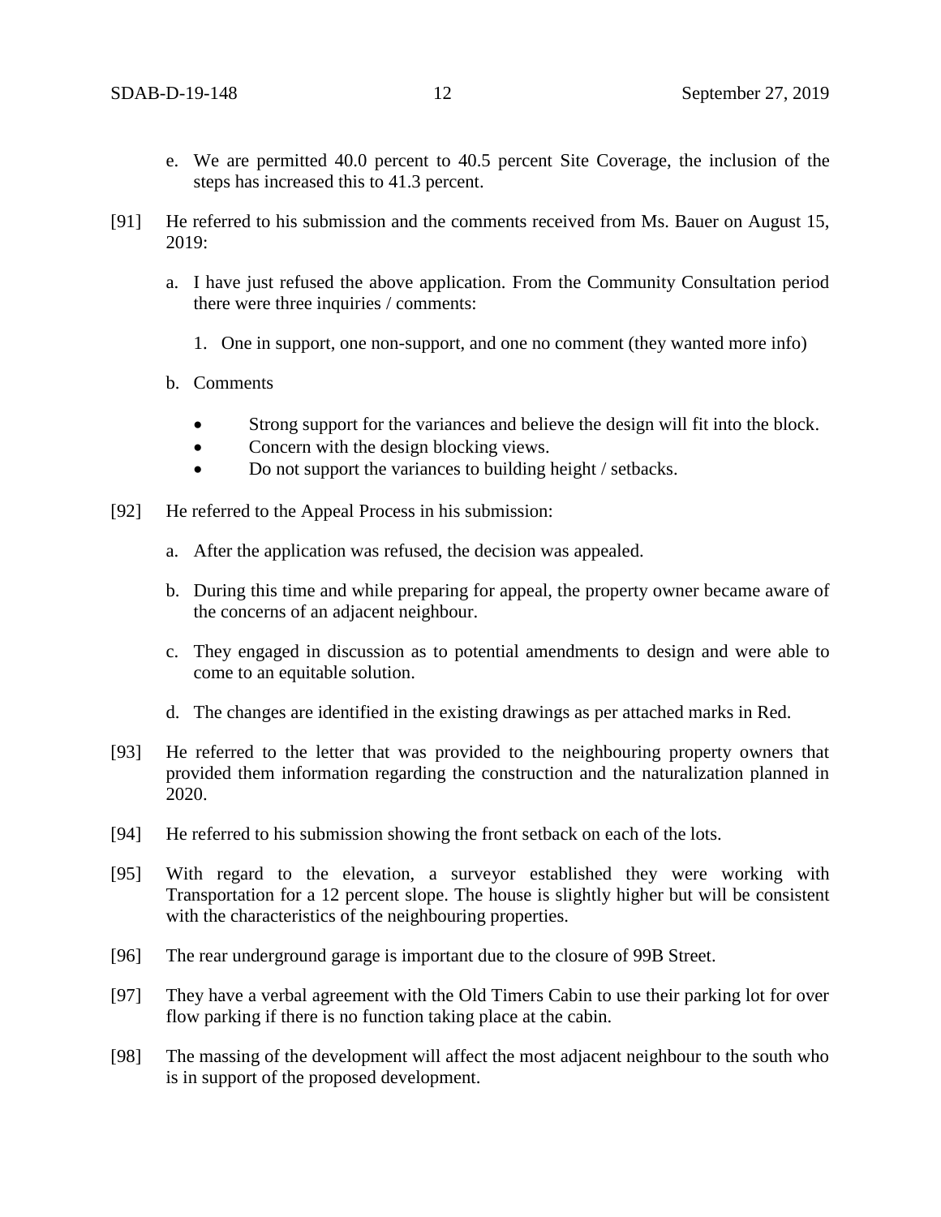e. We are permitted 40.0 percent to 40.5 percent Site Coverage, the inclusion of the steps has increased this to 41.3 percent.

[91] He referred to his submission and the comments received from Ms. Bauer on August 15, 2019:

a. I have just refused the above application. From the Community Consultation period there were three inquiries / comments:

   1. One in support, one non-support, and one no comment (they wanted more info)

b. Comments

   - Strong support for the variances and believe the design will fit into the block.
   - Concern with the design blocking views.
   - Do not support the variances to building height / setbacks.

[92] He referred to the Appeal Process in his submission:

a. After the application was refused, the decision was appealed.

b. During this time and while preparing for appeal, the property owner became aware of the concerns of an adjacent neighbour.

c. They engaged in discussion as to potential amendments to design and were able to come to an equitable solution.

d. The changes are identified in the existing drawings as per attached marks in Red.

[93] He referred to the letter that was provided to the neighbouring property owners that provided them information regarding the construction and the naturalization planned in 2020.

[94] He referred to his submission showing the front setback on each of the lots.

[95] With regard to the elevation, a surveyor established they were working with Transportation for a 12 percent slope. The house is slightly higher but will be consistent with the characteristics of the neighbouring properties.

[96] The rear underground garage is important due to the closure of 99B Street.

[97] They have a verbal agreement with the Old Timers Cabin to use their parking lot for over flow parking if there is no function taking place at the cabin.

[98] The massing of the development will affect the most adjacent neighbour to the south who is in support of the proposed development.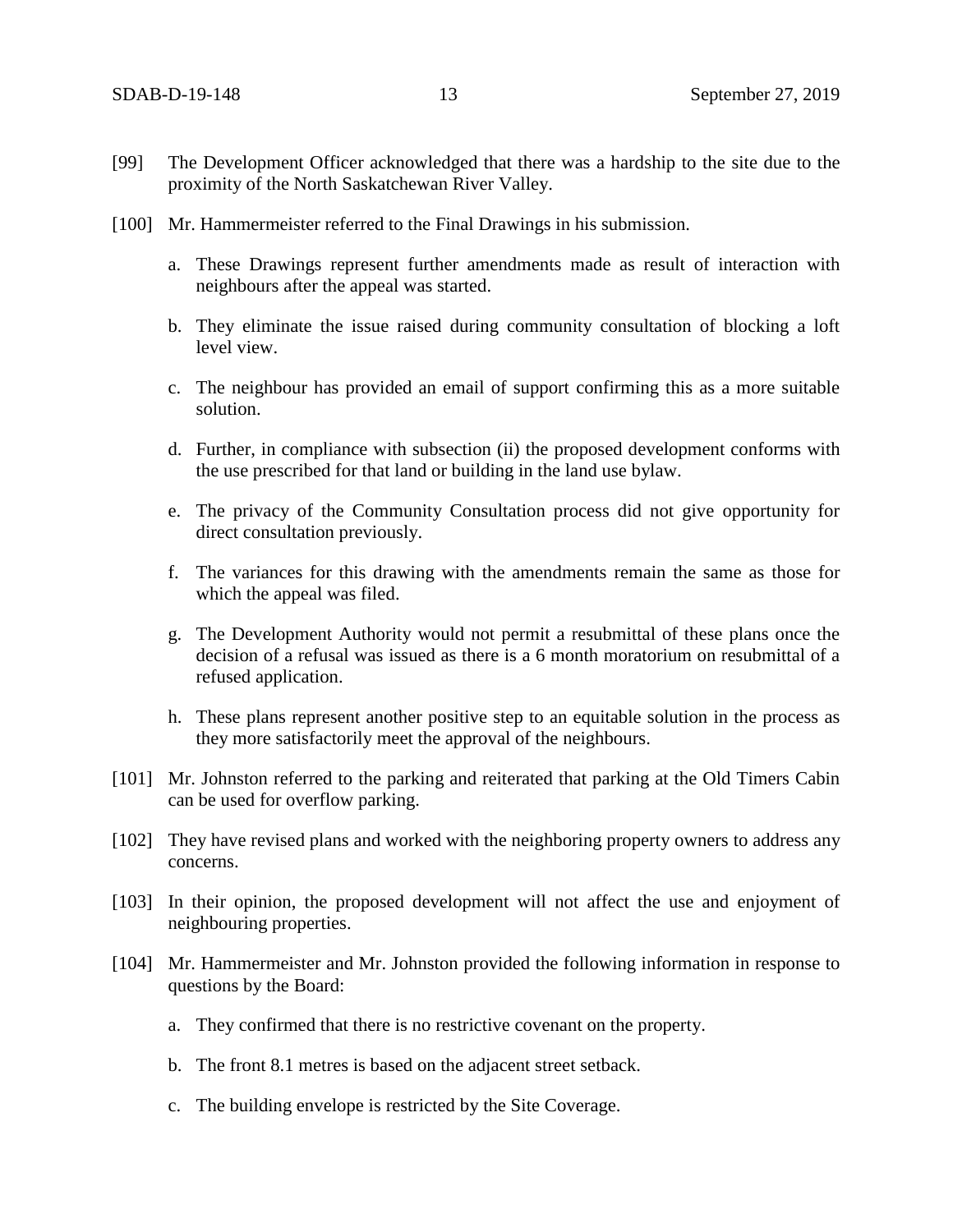[99] The Development Officer acknowledged that there was a hardship to the site due to the proximity of the North Saskatchewan River Valley.

[100] Mr. Hammermeister referred to the Final Drawings in his submission.

a. These Drawings represent further amendments made as result of interaction with neighbours after the appeal was started.

b. They eliminate the issue raised during community consultation of blocking a loft level view.

c. The neighbour has provided an email of support confirming this as a more suitable solution.

d. Further, in compliance with subsection (ii) the proposed development conforms with the use prescribed for that land or building in the land use bylaw.

e. The privacy of the Community Consultation process did not give opportunity for direct consultation previously.

f. The variances for this drawing with the amendments remain the same as those for which the appeal was filed.

g. The Development Authority would not permit a resubmittal of these plans once the decision of a refusal was issued as there is a 6 month moratorium on resubmittal of a refused application.

h. These plans represent another positive step to an equitable solution in the process as they more satisfactorily meet the approval of the neighbours.

[101] Mr. Johnston referred to the parking and reiterated that parking at the Old Timers Cabin can be used for overflow parking.

[102] They have revised plans and worked with the neighboring property owners to address any concerns.

[103] In their opinion, the proposed development will not affect the use and enjoyment of neighbouring properties.

[104] Mr. Hammermeister and Mr. Johnston provided the following information in response to questions by the Board:

a. They confirmed that there is no restrictive covenant on the property.

b. The front 8.1 metres is based on the adjacent street setback.

c. The building envelope is restricted by the Site Coverage.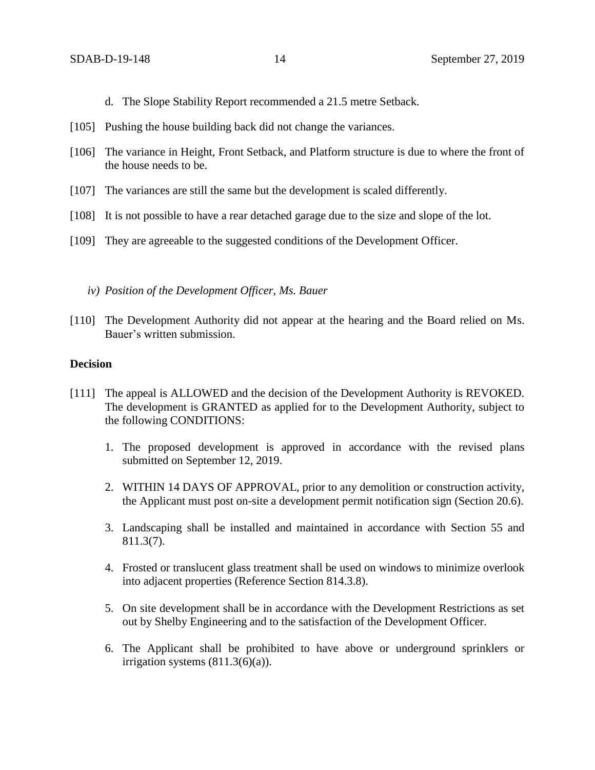d. The Slope Stability Report recommended a 21.5 metre Setback.

[105] Pushing the house building back did not change the variances.

[106] The variance in Height, Front Setback, and Platform structure is due to where the front of the house needs to be.

[107] The variances are still the same but the development is scaled differently.

[108] It is not possible to have a rear detached garage due to the size and slope of the lot.

[109] They are agreeable to the suggested conditions of the Development Officer.

*iv) Position of the Development Officer, Ms. Bauer*

[110] The Development Authority did not appear at the hearing and the Board relied on Ms. Bauer's written submission.

**Decision**

[111] The appeal is ALLOWED and the decision of the Development Authority is REVOKED. The development is GRANTED as applied for to the Development Authority, subject to the following CONDITIONS:

1. The proposed development is approved in accordance with the revised plans submitted on September 12, 2019.
2. WITHIN 14 DAYS OF APPROVAL, prior to any demolition or construction activity, the Applicant must post on-site a development permit notification sign (Section 20.6).
3. Landscaping shall be installed and maintained in accordance with Section 55 and 811.3(7).
4. Frosted or translucent glass treatment shall be used on windows to minimize overlook into adjacent properties (Reference Section 814.3.8).
5. On site development shall be in accordance with the Development Restrictions as set out by Shelby Engineering and to the satisfaction of the Development Officer.
6. The Applicant shall be prohibited to have above or underground sprinklers or irrigation systems (811.3(6)(a)).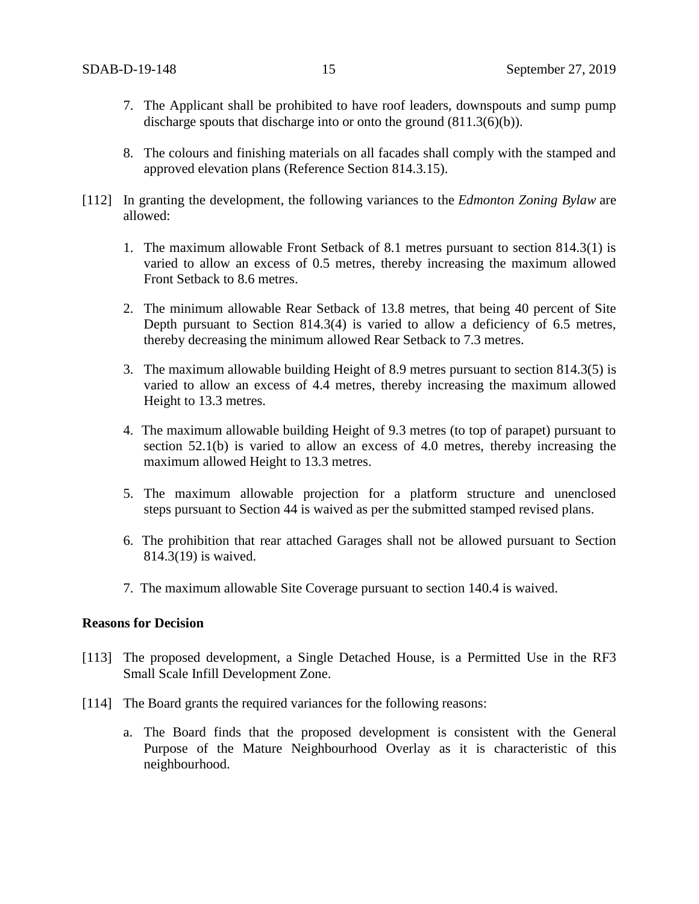7. The Applicant shall be prohibited to have roof leaders, downspouts and sump pump discharge spouts that discharge into or onto the ground (811.3(6)(b)).

8. The colours and finishing materials on all facades shall comply with the stamped and approved elevation plans (Reference Section 814.3.15).

[112] In granting the development, the following variances to the *Edmonton Zoning Bylaw* are allowed:

1. The maximum allowable Front Setback of 8.1 metres pursuant to section 814.3(1) is varied to allow an excess of 0.5 metres, thereby increasing the maximum allowed Front Setback to 8.6 metres.

2. The minimum allowable Rear Setback of 13.8 metres, that being 40 percent of Site Depth pursuant to Section 814.3(4) is varied to allow a deficiency of 6.5 metres, thereby decreasing the minimum allowed Rear Setback to 7.3 metres.

3. The maximum allowable building Height of 8.9 metres pursuant to section 814.3(5) is varied to allow an excess of 4.4 metres, thereby increasing the maximum allowed Height to 13.3 metres.

4. The maximum allowable building Height of 9.3 metres (to top of parapet) pursuant to section 52.1(b) is varied to allow an excess of 4.0 metres, thereby increasing the maximum allowed Height to 13.3 metres.

5. The maximum allowable projection for a platform structure and unenclosed steps pursuant to Section 44 is waived as per the submitted stamped revised plans.

6. The prohibition that rear attached Garages shall not be allowed pursuant to Section 814.3(19) is waived.

7. The maximum allowable Site Coverage pursuant to section 140.4 is waived.

**Reasons for Decision**

[113] The proposed development, a Single Detached House, is a Permitted Use in the RF3 Small Scale Infill Development Zone.

[114] The Board grants the required variances for the following reasons:

a. The Board finds that the proposed development is consistent with the General Purpose of the Mature Neighbourhood Overlay as it is characteristic of this neighbourhood.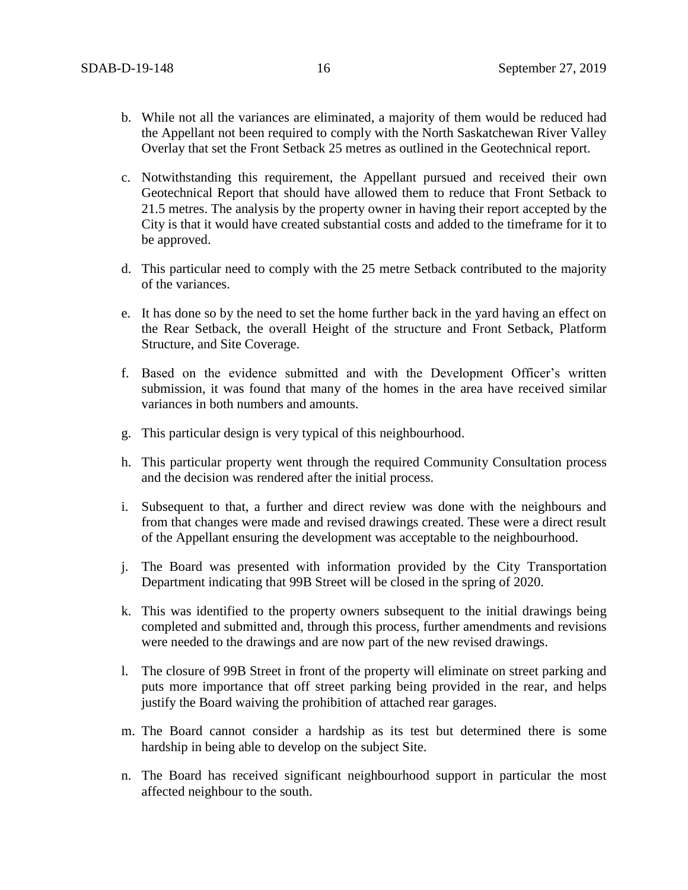b. While not all the variances are eliminated, a majority of them would be reduced had the Appellant not been required to comply with the North Saskatchewan River Valley Overlay that set the Front Setback 25 metres as outlined in the Geotechnical report.

c. Notwithstanding this requirement, the Appellant pursued and received their own Geotechnical Report that should have allowed them to reduce that Front Setback to 21.5 metres. The analysis by the property owner in having their report accepted by the City is that it would have created substantial costs and added to the timeframe for it to be approved.

d. This particular need to comply with the 25 metre Setback contributed to the majority of the variances.

e. It has done so by the need to set the home further back in the yard having an effect on the Rear Setback, the overall Height of the structure and Front Setback, Platform Structure, and Site Coverage.

f. Based on the evidence submitted and with the Development Officer's written submission, it was found that many of the homes in the area have received similar variances in both numbers and amounts.

g. This particular design is very typical of this neighbourhood.

h. This particular property went through the required Community Consultation process and the decision was rendered after the initial process.

i. Subsequent to that, a further and direct review was done with the neighbours and from that changes were made and revised drawings created. These were a direct result of the Appellant ensuring the development was acceptable to the neighbourhood.

j. The Board was presented with information provided by the City Transportation Department indicating that 99B Street will be closed in the spring of 2020.

k. This was identified to the property owners subsequent to the initial drawings being completed and submitted and, through this process, further amendments and revisions were needed to the drawings and are now part of the new revised drawings.

l. The closure of 99B Street in front of the property will eliminate on street parking and puts more importance that off street parking being provided in the rear, and helps justify the Board waiving the prohibition of attached rear garages.

m. The Board cannot consider a hardship as its test but determined there is some hardship in being able to develop on the subject Site.

n. The Board has received significant neighbourhood support in particular the most affected neighbour to the south.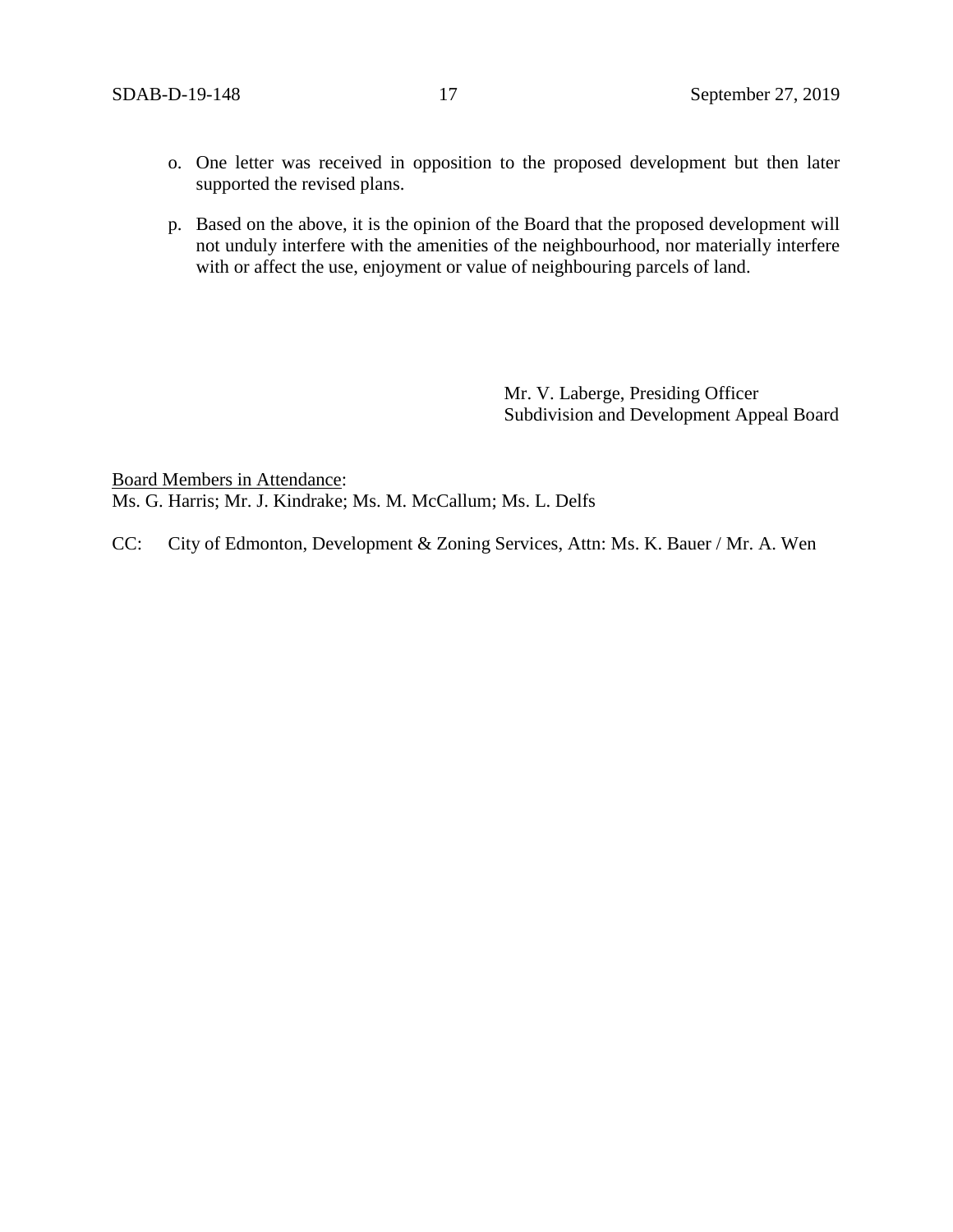o. One letter was received in opposition to the proposed development but then later supported the revised plans.

p. Based on the above, it is the opinion of the Board that the proposed development will not unduly interfere with the amenities of the neighbourhood, nor materially interfere with or affect the use, enjoyment or value of neighbouring parcels of land.

Mr. V. Laberge, Presiding Officer
Subdivision and Development Appeal Board

Board Members in Attendance:
Ms. G. Harris; Mr. J. Kindrake; Ms. M. McCallum; Ms. L. Delfs

CC: City of Edmonton, Development & Zoning Services, Attn: Ms. K. Bauer / Mr. A. Wen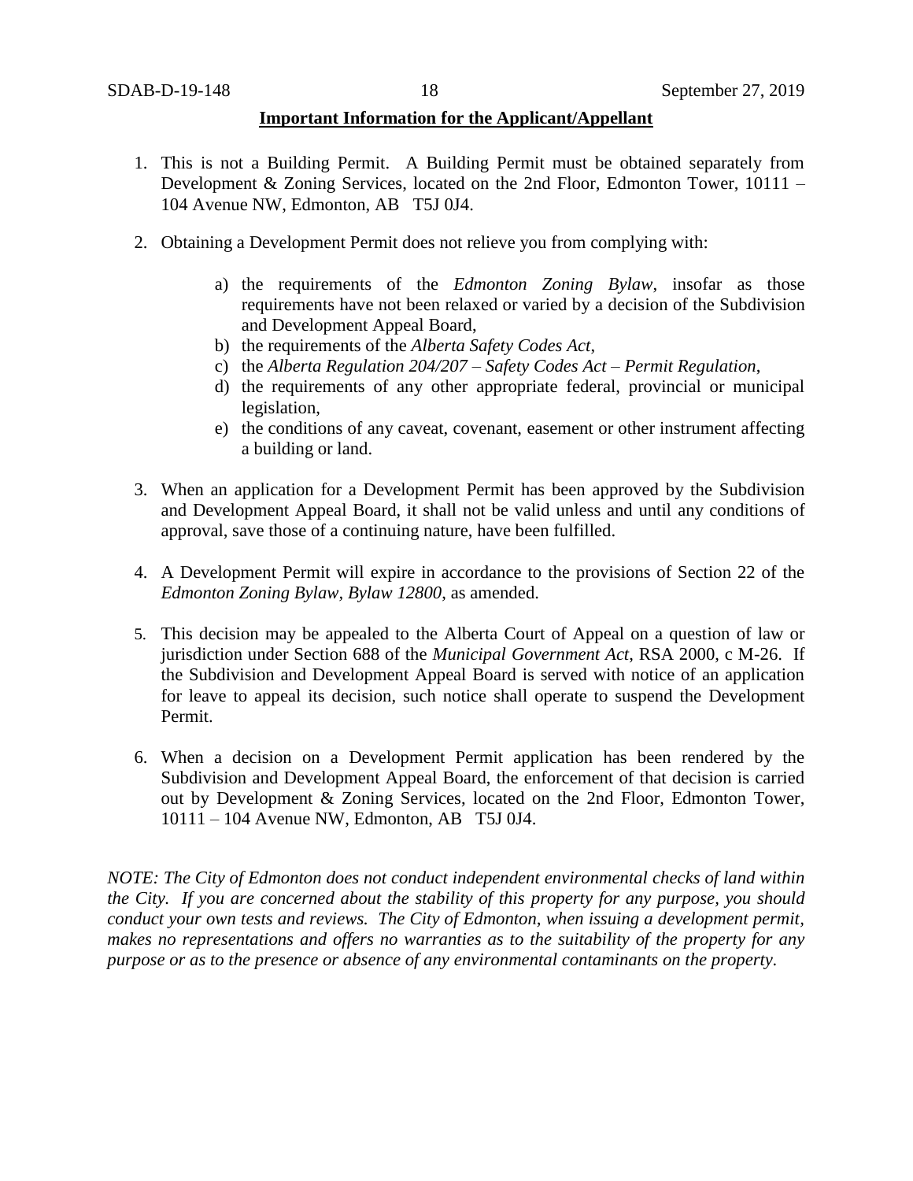**Important Information for the Applicant/Appellant**

1. This is not a Building Permit. A Building Permit must be obtained separately from Development & Zoning Services, located on the 2nd Floor, Edmonton Tower, 10111 – 104 Avenue NW, Edmonton, AB T5J 0J4.

2. Obtaining a Development Permit does not relieve you from complying with:

    a) the requirements of the *Edmonton Zoning Bylaw*, insofar as those requirements have not been relaxed or varied by a decision of the Subdivision and Development Appeal Board,
    b) the requirements of the *Alberta Safety Codes Act*,
    c) the *Alberta Regulation 204/207 – Safety Codes Act – Permit Regulation*,
    d) the requirements of any other appropriate federal, provincial or municipal legislation,
    e) the conditions of any caveat, covenant, easement or other instrument affecting a building or land.

3. When an application for a Development Permit has been approved by the Subdivision and Development Appeal Board, it shall not be valid unless and until any conditions of approval, save those of a continuing nature, have been fulfilled.

4. A Development Permit will expire in accordance to the provisions of Section 22 of the *Edmonton Zoning Bylaw, Bylaw 12800*, as amended.

5. This decision may be appealed to the Alberta Court of Appeal on a question of law or jurisdiction under Section 688 of the *Municipal Government Act*, RSA 2000, c M-26. If the Subdivision and Development Appeal Board is served with notice of an application for leave to appeal its decision, such notice shall operate to suspend the Development Permit.

6. When a decision on a Development Permit application has been rendered by the Subdivision and Development Appeal Board, the enforcement of that decision is carried out by Development & Zoning Services, located on the 2nd Floor, Edmonton Tower, 10111 – 104 Avenue NW, Edmonton, AB T5J 0J4.

*NOTE: The City of Edmonton does not conduct independent environmental checks of land within the City. If you are concerned about the stability of this property for any purpose, you should conduct your own tests and reviews. The City of Edmonton, when issuing a development permit, makes no representations and offers no warranties as to the suitability of the property for any purpose or as to the presence or absence of any environmental contaminants on the property.*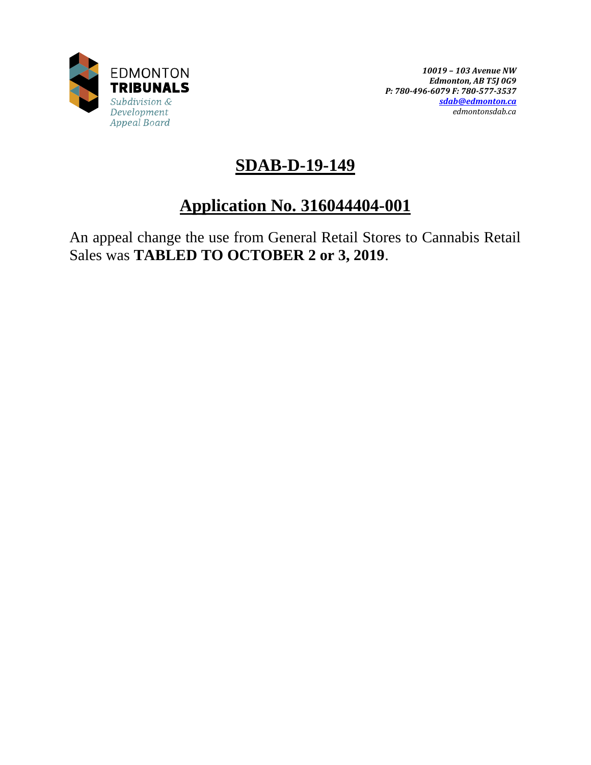EDMONTON
**TRIBUNALS**
*Subdivision & Development Appeal Board*

***10019 – 103 Avenue NW***
***Edmonton, AB T5J 0G9***
***P: 780-496-6079 F: 780-577-3537***
***sdab@edmonton.ca***
*edmontonsdab.ca*

# SDAB-D-19-149

## Application No. 316044404-001

An appeal change the use from General Retail Stores to Cannabis Retail Sales was **TABLED TO OCTOBER 2 or 3, 2019**.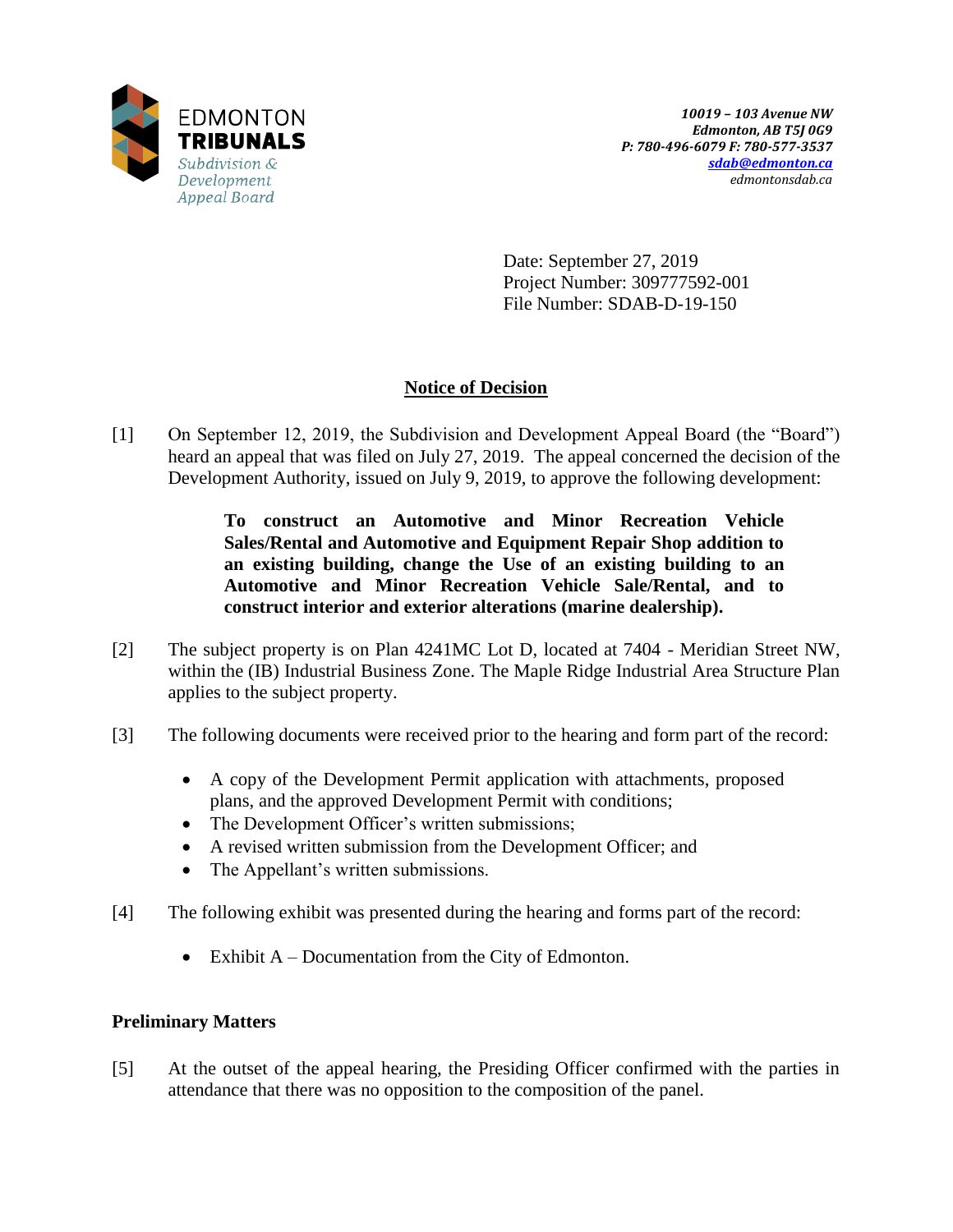10019 – 103 Avenue NW
Edmonton, AB T5J 0G9
P: 780-496-6079 F: 780-577-3537
sdab@edmonton.ca
edmontonsdab.ca

Date: September 27, 2019
Project Number: 309777592-001
File Number: SDAB-D-19-150

## Notice of Decision

[1] On September 12, 2019, the Subdivision and Development Appeal Board (the "Board") heard an appeal that was filed on July 27, 2019. The appeal concerned the decision of the Development Authority, issued on July 9, 2019, to approve the following development:

> **To construct an Automotive and Minor Recreation Vehicle Sales/Rental and Automotive and Equipment Repair Shop addition to an existing building, change the Use of an existing building to an Automotive and Minor Recreation Vehicle Sale/Rental, and to construct interior and exterior alterations (marine dealership).**

[2] The subject property is on Plan 4241MC Lot D, located at 7404 - Meridian Street NW, within the (IB) Industrial Business Zone. The Maple Ridge Industrial Area Structure Plan applies to the subject property.

[3] The following documents were received prior to the hearing and form part of the record:

- A copy of the Development Permit application with attachments, proposed plans, and the approved Development Permit with conditions;
- The Development Officer's written submissions;
- A revised written submission from the Development Officer; and
- The Appellant's written submissions.

[4] The following exhibit was presented during the hearing and forms part of the record:

- Exhibit A – Documentation from the City of Edmonton.

### Preliminary Matters

[5] At the outset of the appeal hearing, the Presiding Officer confirmed with the parties in attendance that there was no opposition to the composition of the panel.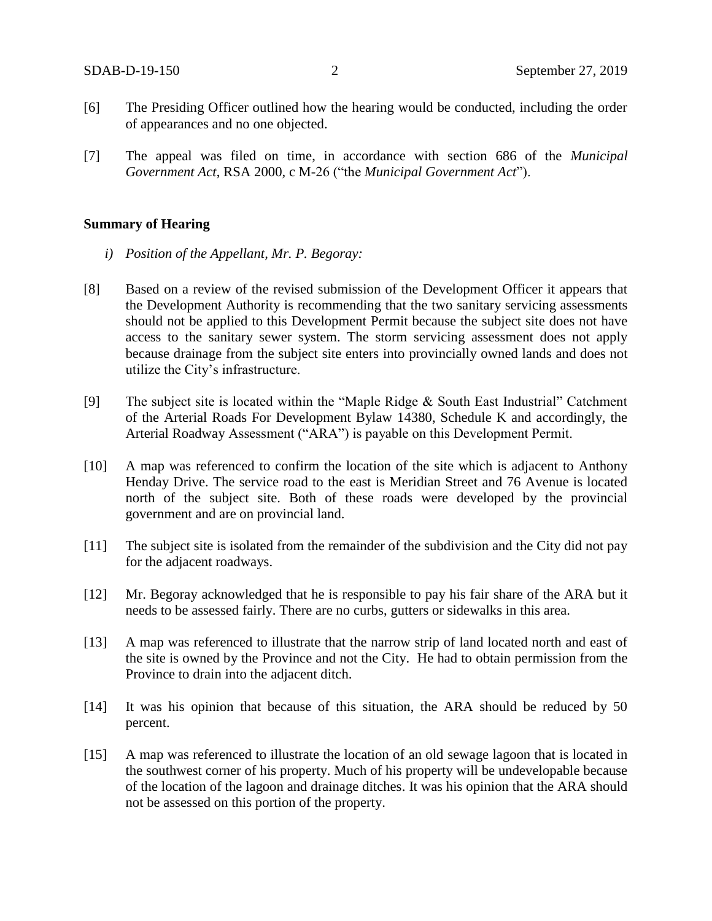[6] The Presiding Officer outlined how the hearing would be conducted, including the order of appearances and no one objected.

[7] The appeal was filed on time, in accordance with section 686 of the *Municipal Government Act*, RSA 2000, c M-26 ("the *Municipal Government Act*").

**Summary of Hearing**

*i) Position of the Appellant, Mr. P. Begoray:*

[8] Based on a review of the revised submission of the Development Officer it appears that the Development Authority is recommending that the two sanitary servicing assessments should not be applied to this Development Permit because the subject site does not have access to the sanitary sewer system. The storm servicing assessment does not apply because drainage from the subject site enters into provincially owned lands and does not utilize the City's infrastructure.

[9] The subject site is located within the "Maple Ridge & South East Industrial" Catchment of the Arterial Roads For Development Bylaw 14380, Schedule K and accordingly, the Arterial Roadway Assessment ("ARA") is payable on this Development Permit.

[10] A map was referenced to confirm the location of the site which is adjacent to Anthony Henday Drive. The service road to the east is Meridian Street and 76 Avenue is located north of the subject site. Both of these roads were developed by the provincial government and are on provincial land.

[11] The subject site is isolated from the remainder of the subdivision and the City did not pay for the adjacent roadways.

[12] Mr. Begoray acknowledged that he is responsible to pay his fair share of the ARA but it needs to be assessed fairly. There are no curbs, gutters or sidewalks in this area.

[13] A map was referenced to illustrate that the narrow strip of land located north and east of the site is owned by the Province and not the City. He had to obtain permission from the Province to drain into the adjacent ditch.

[14] It was his opinion that because of this situation, the ARA should be reduced by 50 percent.

[15] A map was referenced to illustrate the location of an old sewage lagoon that is located in the southwest corner of his property. Much of his property will be undevelopable because of the location of the lagoon and drainage ditches. It was his opinion that the ARA should not be assessed on this portion of the property.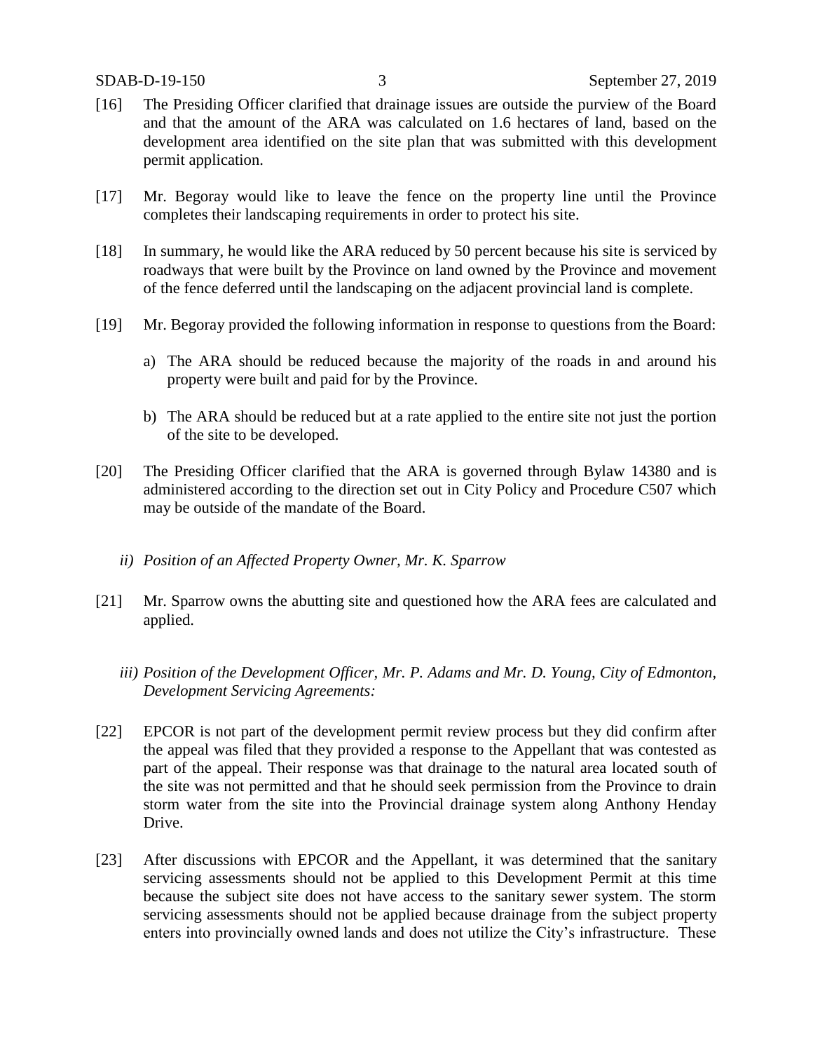[16] The Presiding Officer clarified that drainage issues are outside the purview of the Board and that the amount of the ARA was calculated on 1.6 hectares of land, based on the development area identified on the site plan that was submitted with this development permit application.

[17] Mr. Begoray would like to leave the fence on the property line until the Province completes their landscaping requirements in order to protect his site.

[18] In summary, he would like the ARA reduced by 50 percent because his site is serviced by roadways that were built by the Province on land owned by the Province and movement of the fence deferred until the landscaping on the adjacent provincial land is complete.

[19] Mr. Begoray provided the following information in response to questions from the Board:

a) The ARA should be reduced because the majority of the roads in and around his property were built and paid for by the Province.

b) The ARA should be reduced but at a rate applied to the entire site not just the portion of the site to be developed.

[20] The Presiding Officer clarified that the ARA is governed through Bylaw 14380 and is administered according to the direction set out in City Policy and Procedure C507 which may be outside of the mandate of the Board.

*ii) Position of an Affected Property Owner, Mr. K. Sparrow*

[21] Mr. Sparrow owns the abutting site and questioned how the ARA fees are calculated and applied.

*iii) Position of the Development Officer, Mr. P. Adams and Mr. D. Young, City of Edmonton, Development Servicing Agreements:*

[22] EPCOR is not part of the development permit review process but they did confirm after the appeal was filed that they provided a response to the Appellant that was contested as part of the appeal. Their response was that drainage to the natural area located south of the site was not permitted and that he should seek permission from the Province to drain storm water from the site into the Provincial drainage system along Anthony Henday Drive.

[23] After discussions with EPCOR and the Appellant, it was determined that the sanitary servicing assessments should not be applied to this Development Permit at this time because the subject site does not have access to the sanitary sewer system. The storm servicing assessments should not be applied because drainage from the subject property enters into provincially owned lands and does not utilize the City's infrastructure. These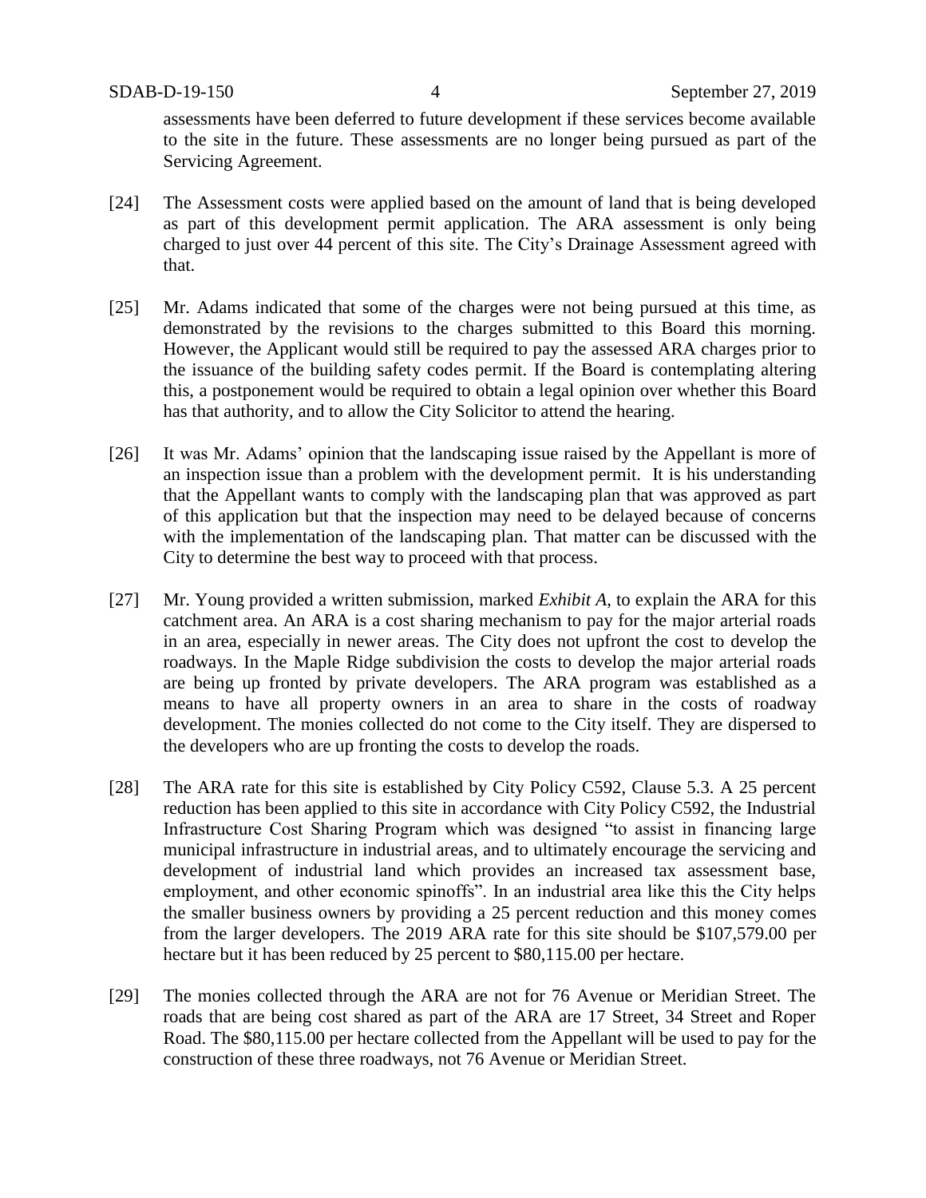assessments have been deferred to future development if these services become available to the site in the future. These assessments are no longer being pursued as part of the Servicing Agreement.

[24] The Assessment costs were applied based on the amount of land that is being developed as part of this development permit application. The ARA assessment is only being charged to just over 44 percent of this site. The City's Drainage Assessment agreed with that.

[25] Mr. Adams indicated that some of the charges were not being pursued at this time, as demonstrated by the revisions to the charges submitted to this Board this morning. However, the Applicant would still be required to pay the assessed ARA charges prior to the issuance of the building safety codes permit. If the Board is contemplating altering this, a postponement would be required to obtain a legal opinion over whether this Board has that authority, and to allow the City Solicitor to attend the hearing.

[26] It was Mr. Adams' opinion that the landscaping issue raised by the Appellant is more of an inspection issue than a problem with the development permit. It is his understanding that the Appellant wants to comply with the landscaping plan that was approved as part of this application but that the inspection may need to be delayed because of concerns with the implementation of the landscaping plan. That matter can be discussed with the City to determine the best way to proceed with that process.

[27] Mr. Young provided a written submission, marked *Exhibit A*, to explain the ARA for this catchment area. An ARA is a cost sharing mechanism to pay for the major arterial roads in an area, especially in newer areas. The City does not upfront the cost to develop the roadways. In the Maple Ridge subdivision the costs to develop the major arterial roads are being up fronted by private developers. The ARA program was established as a means to have all property owners in an area to share in the costs of roadway development. The monies collected do not come to the City itself. They are dispersed to the developers who are up fronting the costs to develop the roads.

[28] The ARA rate for this site is established by City Policy C592, Clause 5.3. A 25 percent reduction has been applied to this site in accordance with City Policy C592, the Industrial Infrastructure Cost Sharing Program which was designed "to assist in financing large municipal infrastructure in industrial areas, and to ultimately encourage the servicing and development of industrial land which provides an increased tax assessment base, employment, and other economic spinoffs". In an industrial area like this the City helps the smaller business owners by providing a 25 percent reduction and this money comes from the larger developers. The 2019 ARA rate for this site should be $107,579.00 per hectare but it has been reduced by 25 percent to $80,115.00 per hectare.

[29] The monies collected through the ARA are not for 76 Avenue or Meridian Street. The roads that are being cost shared as part of the ARA are 17 Street, 34 Street and Roper Road. The $80,115.00 per hectare collected from the Appellant will be used to pay for the construction of these three roadways, not 76 Avenue or Meridian Street.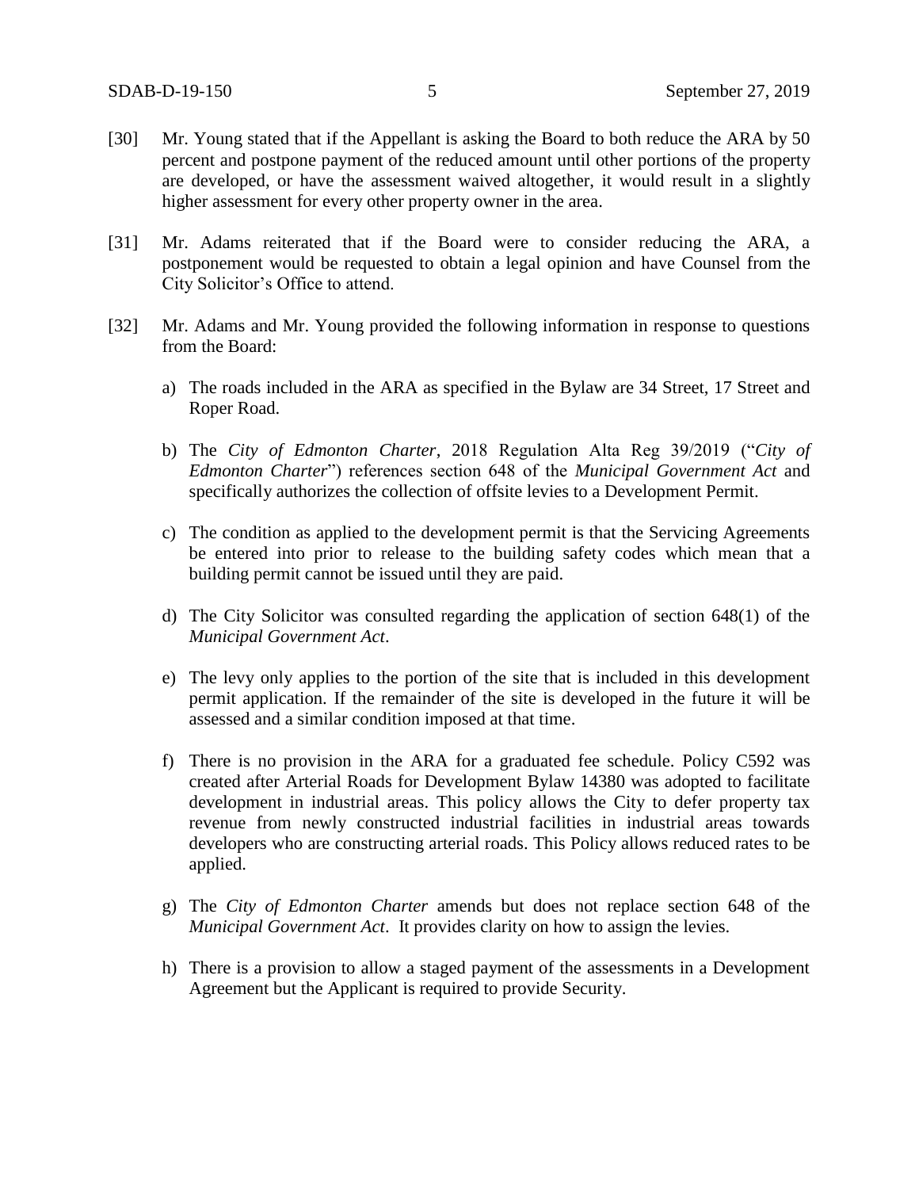[30] Mr. Young stated that if the Appellant is asking the Board to both reduce the ARA by 50 percent and postpone payment of the reduced amount until other portions of the property are developed, or have the assessment waived altogether, it would result in a slightly higher assessment for every other property owner in the area.

[31] Mr. Adams reiterated that if the Board were to consider reducing the ARA, a postponement would be requested to obtain a legal opinion and have Counsel from the City Solicitor's Office to attend.

[32] Mr. Adams and Mr. Young provided the following information in response to questions from the Board:

a) The roads included in the ARA as specified in the Bylaw are 34 Street, 17 Street and Roper Road.

b) The *City of Edmonton Charter*, 2018 Regulation Alta Reg 39/2019 ("*City of Edmonton Charter*") references section 648 of the *Municipal Government Act* and specifically authorizes the collection of offsite levies to a Development Permit.

c) The condition as applied to the development permit is that the Servicing Agreements be entered into prior to release to the building safety codes which mean that a building permit cannot be issued until they are paid.

d) The City Solicitor was consulted regarding the application of section 648(1) of the *Municipal Government Act*.

e) The levy only applies to the portion of the site that is included in this development permit application. If the remainder of the site is developed in the future it will be assessed and a similar condition imposed at that time.

f) There is no provision in the ARA for a graduated fee schedule. Policy C592 was created after Arterial Roads for Development Bylaw 14380 was adopted to facilitate development in industrial areas. This policy allows the City to defer property tax revenue from newly constructed industrial facilities in industrial areas towards developers who are constructing arterial roads. This Policy allows reduced rates to be applied.

g) The *City of Edmonton Charter* amends but does not replace section 648 of the *Municipal Government Act*. It provides clarity on how to assign the levies.

h) There is a provision to allow a staged payment of the assessments in a Development Agreement but the Applicant is required to provide Security.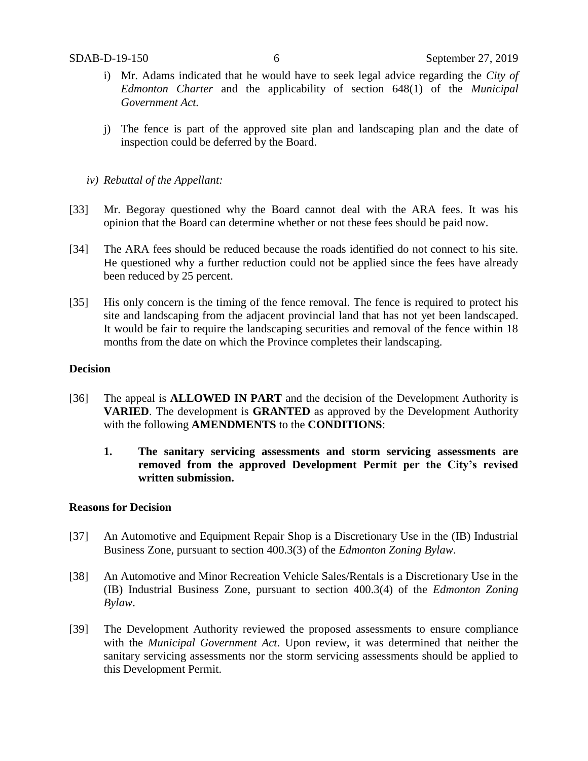i) Mr. Adams indicated that he would have to seek legal advice regarding the *City of Edmonton Charter* and the applicability of section 648(1) of the *Municipal Government Act*.

j) The fence is part of the approved site plan and landscaping plan and the date of inspection could be deferred by the Board.

*iv) Rebuttal of the Appellant:*

[33] Mr. Begoray questioned why the Board cannot deal with the ARA fees. It was his opinion that the Board can determine whether or not these fees should be paid now.

[34] The ARA fees should be reduced because the roads identified do not connect to his site. He questioned why a further reduction could not be applied since the fees have already been reduced by 25 percent.

[35] His only concern is the timing of the fence removal. The fence is required to protect his site and landscaping from the adjacent provincial land that has not yet been landscaped. It would be fair to require the landscaping securities and removal of the fence within 18 months from the date on which the Province completes their landscaping.

**Decision**

[36] The appeal is **ALLOWED IN PART** and the decision of the Development Authority is **VARIED**. The development is **GRANTED** as approved by the Development Authority with the following **AMENDMENTS** to the **CONDITIONS**:

**1. The sanitary servicing assessments and storm servicing assessments are removed from the approved Development Permit per the City's revised written submission.**

**Reasons for Decision**

[37] An Automotive and Equipment Repair Shop is a Discretionary Use in the (IB) Industrial Business Zone, pursuant to section 400.3(3) of the *Edmonton Zoning Bylaw*.

[38] An Automotive and Minor Recreation Vehicle Sales/Rentals is a Discretionary Use in the (IB) Industrial Business Zone, pursuant to section 400.3(4) of the *Edmonton Zoning Bylaw*.

[39] The Development Authority reviewed the proposed assessments to ensure compliance with the *Municipal Government Act*. Upon review, it was determined that neither the sanitary servicing assessments nor the storm servicing assessments should be applied to this Development Permit.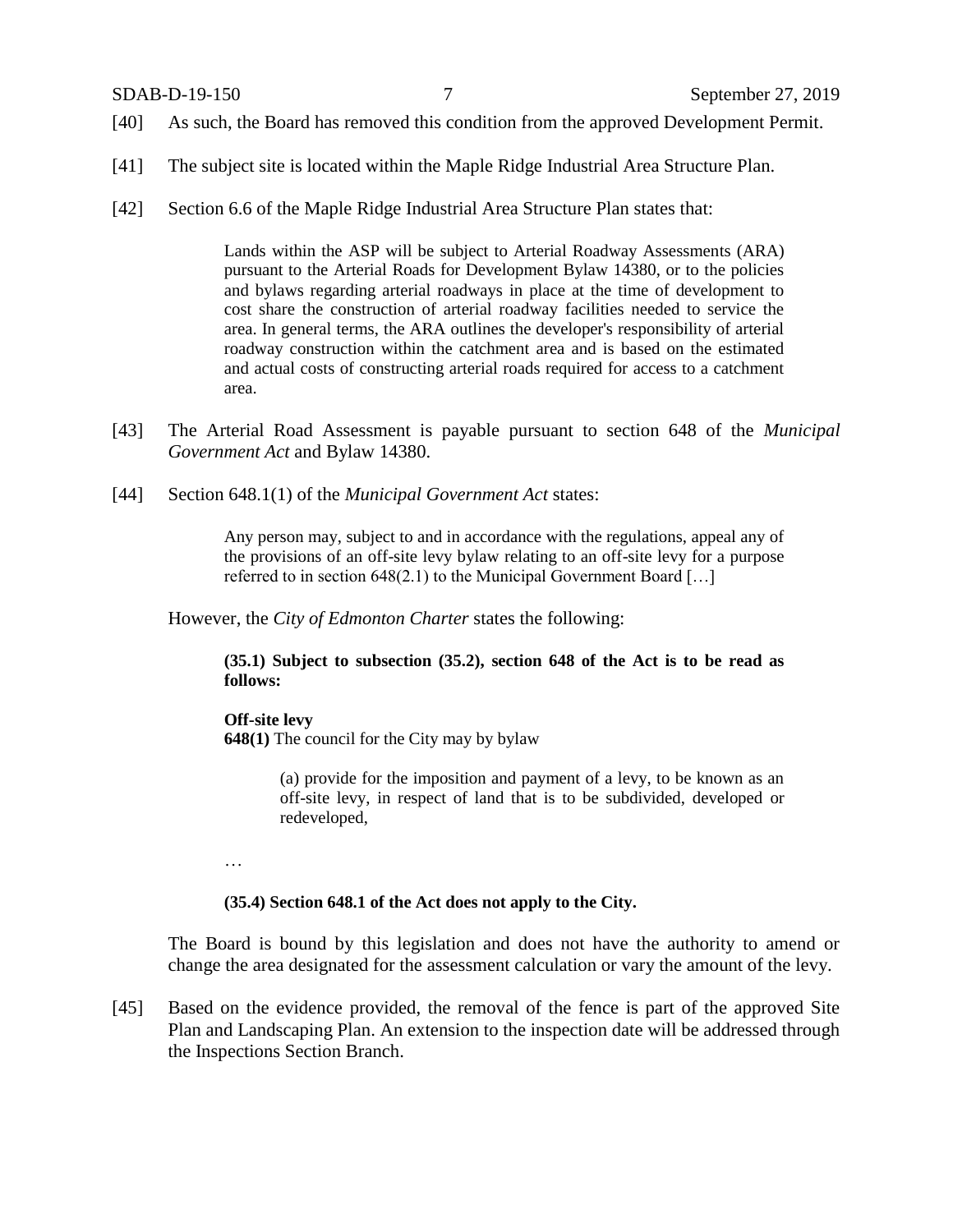[40] As such, the Board has removed this condition from the approved Development Permit.

[41] The subject site is located within the Maple Ridge Industrial Area Structure Plan.

[42] Section 6.6 of the Maple Ridge Industrial Area Structure Plan states that:

> Lands within the ASP will be subject to Arterial Roadway Assessments (ARA) pursuant to the Arterial Roads for Development Bylaw 14380, or to the policies and bylaws regarding arterial roadways in place at the time of development to cost share the construction of arterial roadway facilities needed to service the area. In general terms, the ARA outlines the developer's responsibility of arterial roadway construction within the catchment area and is based on the estimated and actual costs of constructing arterial roads required for access to a catchment area.

[43] The Arterial Road Assessment is payable pursuant to section 648 of the *Municipal Government Act* and Bylaw 14380.

[44] Section 648.1(1) of the *Municipal Government Act* states:

> Any person may, subject to and in accordance with the regulations, appeal any of the provisions of an off-site levy bylaw relating to an off-site levy for a purpose referred to in section 648(2.1) to the Municipal Government Board […]

However, the *City of Edmonton Charter* states the following:

> **(35.1) Subject to subsection (35.2), section 648 of the Act is to be read as follows:**
>
> **Off-site levy**
> **648(1)** The council for the City may by bylaw
>
> > (a) provide for the imposition and payment of a levy, to be known as an off-site levy, in respect of land that is to be subdivided, developed or redeveloped,
>
> …
>
> **(35.4) Section 648.1 of the Act does not apply to the City.**

The Board is bound by this legislation and does not have the authority to amend or change the area designated for the assessment calculation or vary the amount of the levy.

[45] Based on the evidence provided, the removal of the fence is part of the approved Site Plan and Landscaping Plan. An extension to the inspection date will be addressed through the Inspections Section Branch.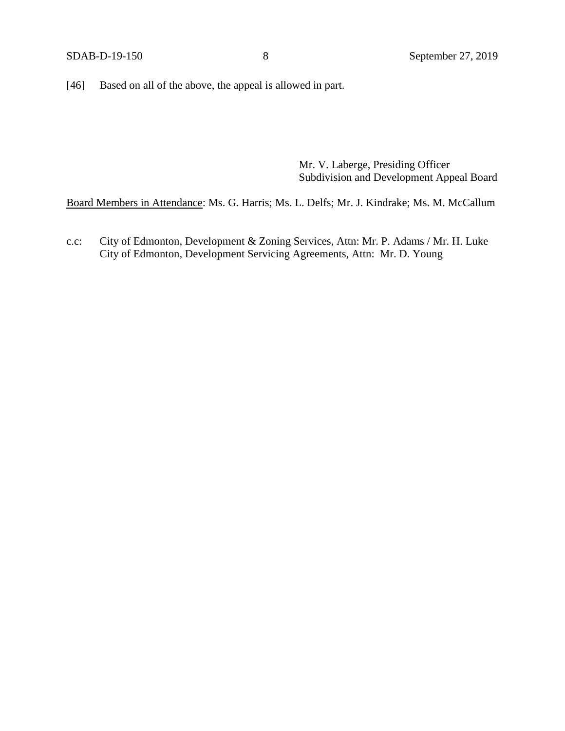[46] Based on all of the above, the appeal is allowed in part.

Mr. V. Laberge, Presiding Officer
Subdivision and Development Appeal Board

Board Members in Attendance: Ms. G. Harris; Ms. L. Delfs; Mr. J. Kindrake; Ms. M. McCallum

c.c: City of Edmonton, Development & Zoning Services, Attn: Mr. P. Adams / Mr. H. Luke
City of Edmonton, Development Servicing Agreements, Attn: Mr. D. Young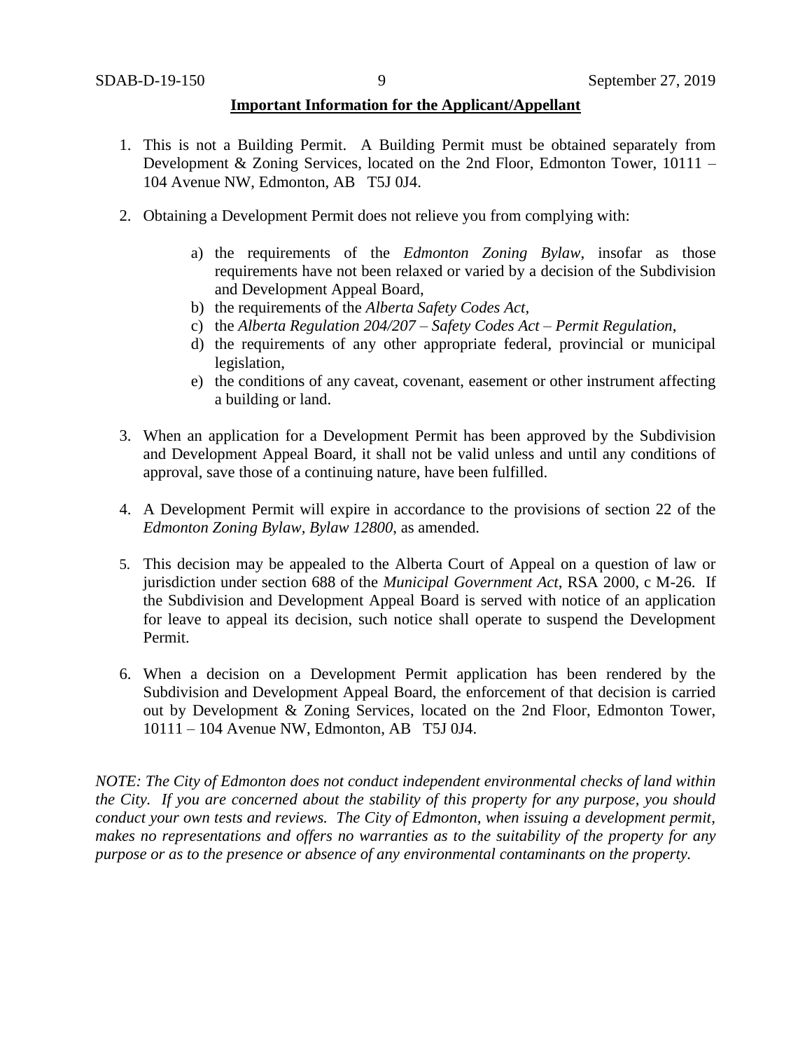**Important Information for the Applicant/Appellant**

1. This is not a Building Permit. A Building Permit must be obtained separately from Development & Zoning Services, located on the 2nd Floor, Edmonton Tower, 10111 – 104 Avenue NW, Edmonton, AB T5J 0J4.

2. Obtaining a Development Permit does not relieve you from complying with:

   a) the requirements of the *Edmonton Zoning Bylaw*, insofar as those requirements have not been relaxed or varied by a decision of the Subdivision and Development Appeal Board,
   b) the requirements of the *Alberta Safety Codes Act*,
   c) the *Alberta Regulation 204/207 – Safety Codes Act – Permit Regulation*,
   d) the requirements of any other appropriate federal, provincial or municipal legislation,
   e) the conditions of any caveat, covenant, easement or other instrument affecting a building or land.

3. When an application for a Development Permit has been approved by the Subdivision and Development Appeal Board, it shall not be valid unless and until any conditions of approval, save those of a continuing nature, have been fulfilled.

4. A Development Permit will expire in accordance to the provisions of section 22 of the *Edmonton Zoning Bylaw, Bylaw 12800*, as amended.

5. This decision may be appealed to the Alberta Court of Appeal on a question of law or jurisdiction under section 688 of the *Municipal Government Act*, RSA 2000, c M-26. If the Subdivision and Development Appeal Board is served with notice of an application for leave to appeal its decision, such notice shall operate to suspend the Development Permit.

6. When a decision on a Development Permit application has been rendered by the Subdivision and Development Appeal Board, the enforcement of that decision is carried out by Development & Zoning Services, located on the 2nd Floor, Edmonton Tower, 10111 – 104 Avenue NW, Edmonton, AB T5J 0J4.

*NOTE: The City of Edmonton does not conduct independent environmental checks of land within the City. If you are concerned about the stability of this property for any purpose, you should conduct your own tests and reviews. The City of Edmonton, when issuing a development permit, makes no representations and offers no warranties as to the suitability of the property for any purpose or as to the presence or absence of any environmental contaminants on the property.*